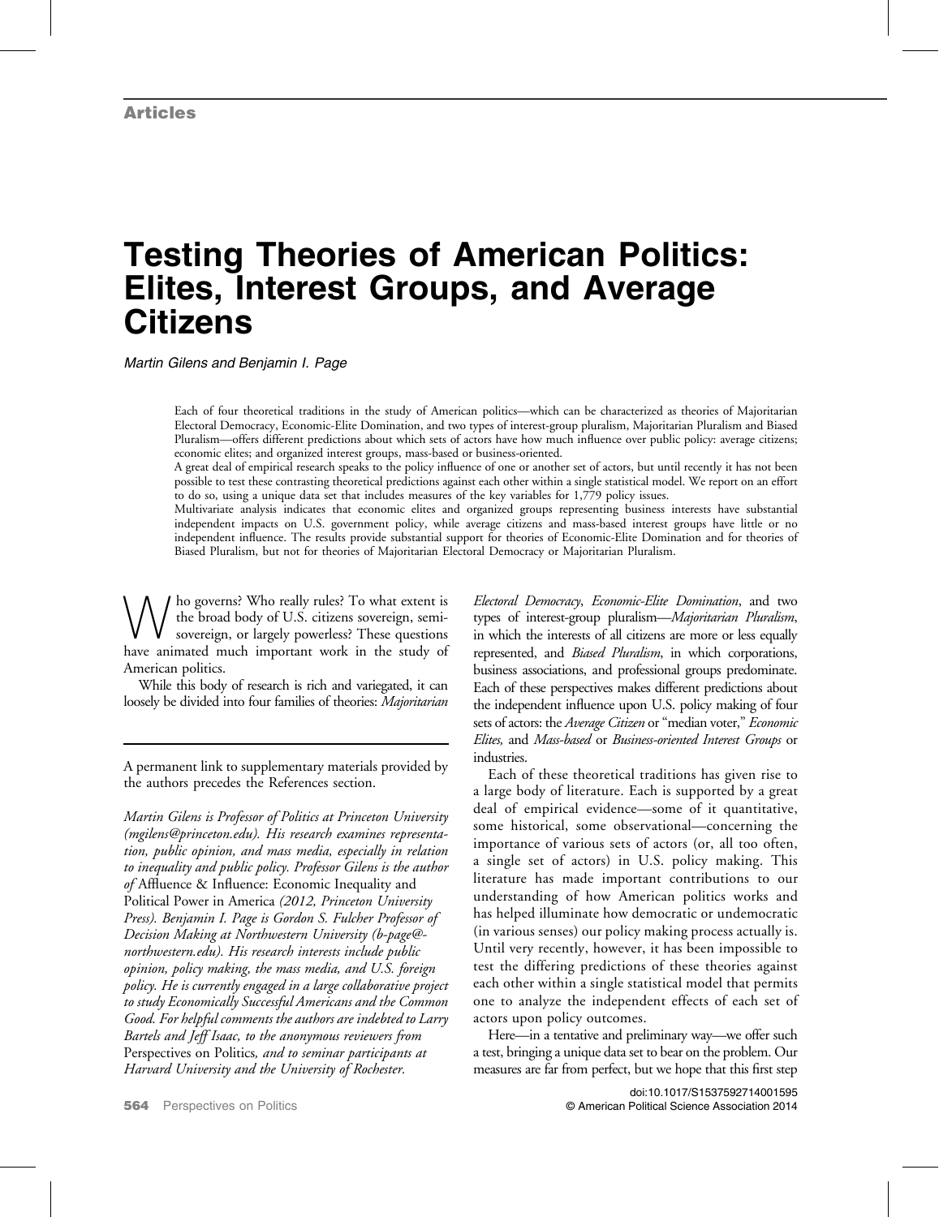**Articles**

# Testing Theories of American Politics: Elites, Interest Groups, and Average Citizens

*Martin Gilens and Benjamin I. Page*

Each of four theoretical traditions in the study of American politics—which can be characterized as theories of Majoritarian Electoral Democracy, Economic-Elite Domination, and two types of interest-group pluralism, Majoritarian Pluralism and Biased Pluralism—offers different predictions about which sets of actors have how much influence over public policy: average citizens; economic elites; and organized interest groups, mass-based or business-oriented.

A great deal of empirical research speaks to the policy influence of one or another set of actors, but until recently it has not been possible to test these contrasting theoretical predictions against each other within a single statistical model. We report on an effort to do so, using a unique data set that includes measures of the key variables for 1,779 policy issues.

Multivariate analysis indicates that economic elites and organized groups representing business interests have substantial independent impacts on U.S. government policy, while average citizens and mass-based interest groups have little or no independent influence. The results provide substantial support for theories of Economic-Elite Domination and for theories of Biased Pluralism, but not for theories of Majoritarian Electoral Democracy or Majoritarian Pluralism.

Who governs? Who really rules? To what extent is the broad body of U.S. citizens sovereign, semi-sovereign, or largely powerless? These questions have animated much important work in the study of American politics.

While this body of research is rich and variegated, it can loosely be divided into four families of theories: *Majoritarian Electoral Democracy*, *Economic-Elite Domination*, and two types of interest-group pluralism—*Majoritarian Pluralism*, in which the interests of all citizens are more or less equally represented, and *Biased Pluralism*, in which corporations, business associations, and professional groups predominate. Each of these perspectives makes different predictions about the independent influence upon U.S. policy making of four sets of actors: the *Average Citizen* or "median voter," *Economic Elites,* and *Mass-based* or *Business-oriented Interest Groups* or industries.

Each of these theoretical traditions has given rise to a large body of literature. Each is supported by a great deal of empirical evidence—some of it quantitative, some historical, some observational—concerning the importance of various sets of actors (or, all too often, a single set of actors) in U.S. policy making. This literature has made important contributions to our understanding of how American politics works and has helped illuminate how democratic or undemocratic (in various senses) our policy making process actually is. Until very recently, however, it has been impossible to test the differing predictions of these theories against each other within a single statistical model that permits one to analyze the independent effects of each set of actors upon policy outcomes.

Here—in a tentative and preliminary way—we offer such a test, bringing a unique data set to bear on the problem. Our measures are far from perfect, but we hope that this first step

---

A permanent link to supplementary materials provided by the authors precedes the References section.

*Martin Gilens is Professor of Politics at Princeton University (mgilens@princeton.edu). His research examines representation, public opinion, and mass media, especially in relation to inequality and public policy. Professor Gilens is the author of* Affluence & Influence: Economic Inequality and Political Power in America *(2012, Princeton University Press). Benjamin I. Page is Gordon S. Fulcher Professor of Decision Making at Northwestern University (b-page@northwestern.edu). His research interests include public opinion, policy making, the mass media, and U.S. foreign policy. He is currently engaged in a large collaborative project to study Economically Successful Americans and the Common Good. For helpful comments the authors are indebted to Larry Bartels and Jeff Isaac, to the anonymous reviewers from* Perspectives on Politics*, and to seminar participants at Harvard University and the University of Rochester.*

doi:10.1017/S1537592714001595
© American Political Science Association 2014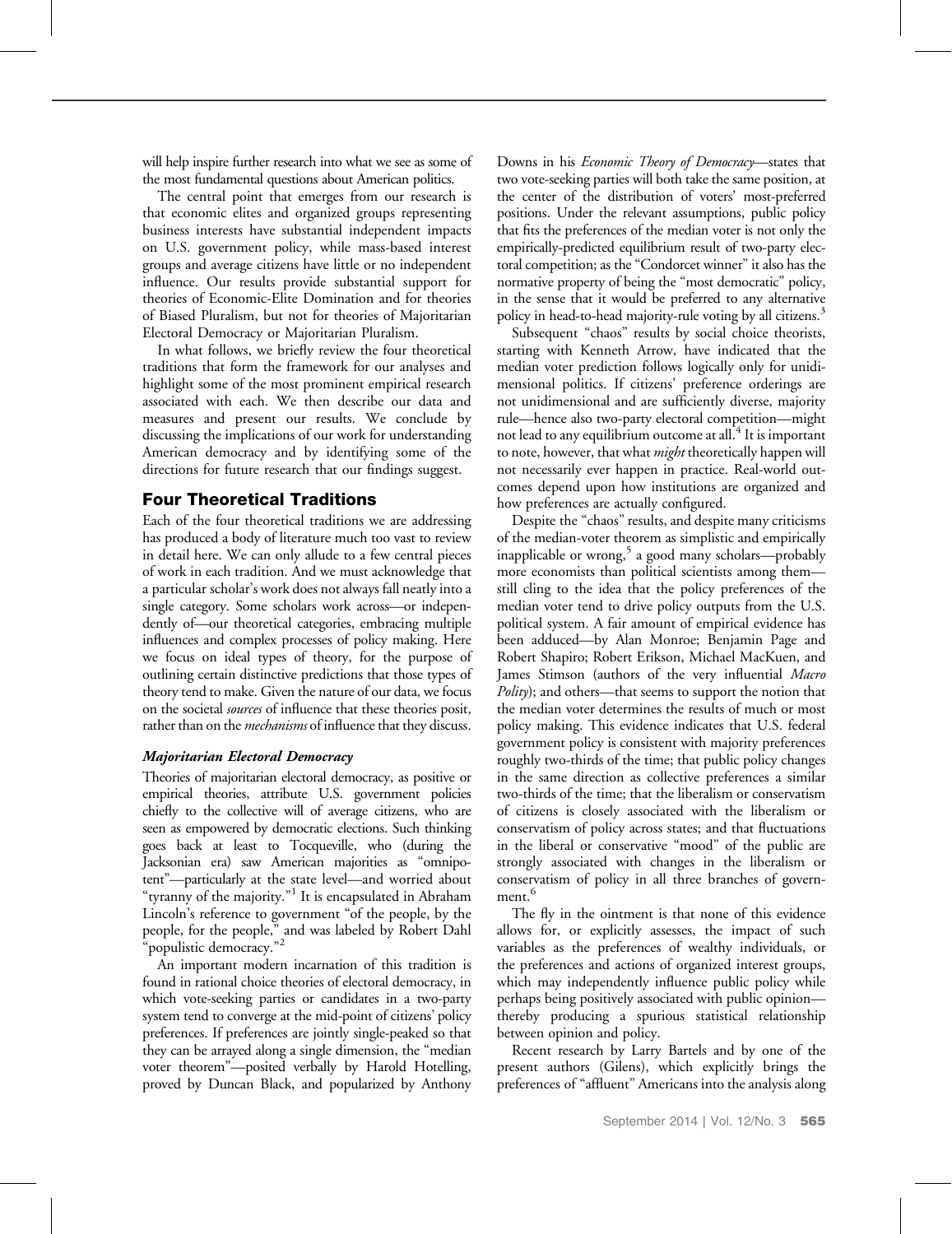will help inspire further research into what we see as some of the most fundamental questions about American politics.

The central point that emerges from our research is that economic elites and organized groups representing business interests have substantial independent impacts on U.S. government policy, while mass-based interest groups and average citizens have little or no independent influence. Our results provide substantial support for theories of Economic-Elite Domination and for theories of Biased Pluralism, but not for theories of Majoritarian Electoral Democracy or Majoritarian Pluralism.

In what follows, we briefly review the four theoretical traditions that form the framework for our analyses and highlight some of the most prominent empirical research associated with each. We then describe our data and measures and present our results. We conclude by discussing the implications of our work for understanding American democracy and by identifying some of the directions for future research that our findings suggest.

## Four Theoretical Traditions

Each of the four theoretical traditions we are addressing has produced a body of literature much too vast to review in detail here. We can only allude to a few central pieces of work in each tradition. And we must acknowledge that a particular scholar's work does not always fall neatly into a single category. Some scholars work across—or independently of—our theoretical categories, embracing multiple influences and complex processes of policy making. Here we focus on ideal types of theory, for the purpose of outlining certain distinctive predictions that those types of theory tend to make. Given the nature of our data, we focus on the societal *sources* of influence that these theories posit, rather than on the *mechanisms* of influence that they discuss.

### *Majoritarian Electoral Democracy*

Theories of majoritarian electoral democracy, as positive or empirical theories, attribute U.S. government policies chiefly to the collective will of average citizens, who are seen as empowered by democratic elections. Such thinking goes back at least to Tocqueville, who (during the Jacksonian era) saw American majorities as "omnipotent"—particularly at the state level—and worried about "tyranny of the majority."[1] It is encapsulated in Abraham Lincoln's reference to government "of the people, by the people, for the people," and was labeled by Robert Dahl "populistic democracy."[2]

An important modern incarnation of this tradition is found in rational choice theories of electoral democracy, in which vote-seeking parties or candidates in a two-party system tend to converge at the mid-point of citizens' policy preferences. If preferences are jointly single-peaked so that they can be arrayed along a single dimension, the "median voter theorem"—posited verbally by Harold Hotelling, proved by Duncan Black, and popularized by Anthony Downs in his *Economic Theory of Democracy*—states that two vote-seeking parties will both take the same position, at the center of the distribution of voters' most-preferred positions. Under the relevant assumptions, public policy that fits the preferences of the median voter is not only the empirically-predicted equilibrium result of two-party electoral competition; as the "Condorcet winner" it also has the normative property of being the "most democratic" policy, in the sense that it would be preferred to any alternative policy in head-to-head majority-rule voting by all citizens.[3]

Subsequent "chaos" results by social choice theorists, starting with Kenneth Arrow, have indicated that the median voter prediction follows logically only for unidimensional politics. If citizens' preference orderings are not unidimensional and are sufficiently diverse, majority rule—hence also two-party electoral competition—might not lead to any equilibrium outcome at all.[4] It is important to note, however, that what *might* theoretically happen will not necessarily ever happen in practice. Real-world outcomes depend upon how institutions are organized and how preferences are actually configured.

Despite the "chaos" results, and despite many criticisms of the median-voter theorem as simplistic and empirically inapplicable or wrong,[5] a good many scholars—probably more economists than political scientists among them—still cling to the idea that the policy preferences of the median voter tend to drive policy outputs from the U.S. political system. A fair amount of empirical evidence has been adduced—by Alan Monroe; Benjamin Page and Robert Shapiro; Robert Erikson, Michael MacKuen, and James Stimson (authors of the very influential *Macro Polity*); and others—that seems to support the notion that the median voter determines the results of much or most policy making. This evidence indicates that U.S. federal government policy is consistent with majority preferences roughly two-thirds of the time; that public policy changes in the same direction as collective preferences a similar two-thirds of the time; that the liberalism or conservatism of citizens is closely associated with the liberalism or conservatism of policy across states; and that fluctuations in the liberal or conservative "mood" of the public are strongly associated with changes in the liberalism or conservatism of policy in all three branches of government.[6]

The fly in the ointment is that none of this evidence allows for, or explicitly assesses, the impact of such variables as the preferences of wealthy individuals, or the preferences and actions of organized interest groups, which may independently influence public policy while perhaps being positively associated with public opinion—thereby producing a spurious statistical relationship between opinion and policy.

Recent research by Larry Bartels and by one of the present authors (Gilens), which explicitly brings the preferences of "affluent" Americans into the analysis along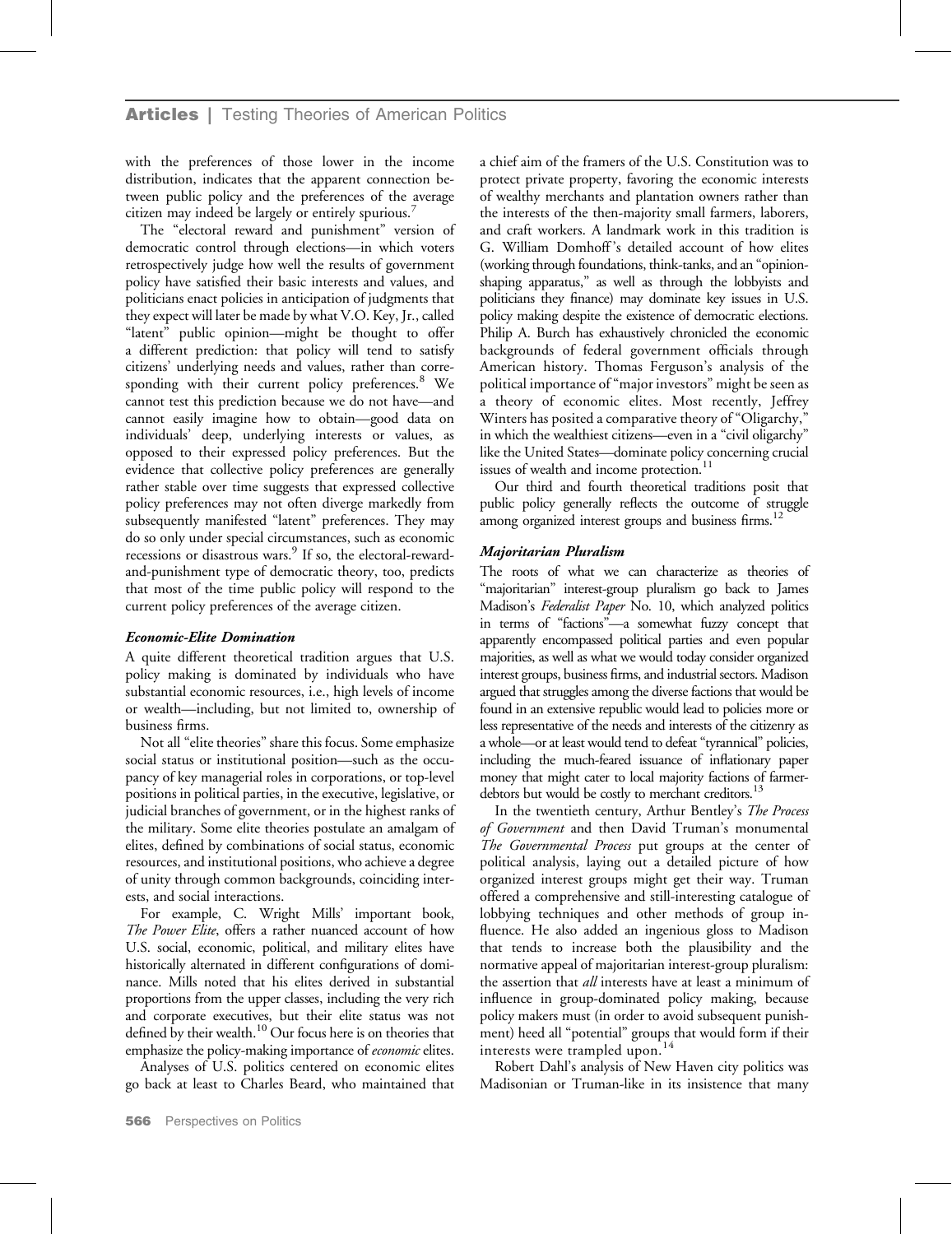with the preferences of those lower in the income distribution, indicates that the apparent connection between public policy and the preferences of the average citizen may indeed be largely or entirely spurious.[7]

The "electoral reward and punishment" version of democratic control through elections—in which voters retrospectively judge how well the results of government policy have satisfied their basic interests and values, and politicians enact policies in anticipation of judgments that they expect will later be made by what V.O. Key, Jr., called "latent" public opinion—might be thought to offer a different prediction: that policy will tend to satisfy citizens' underlying needs and values, rather than corresponding with their current policy preferences.[8] We cannot test this prediction because we do not have—and cannot easily imagine how to obtain—good data on individuals' deep, underlying interests or values, as opposed to their expressed policy preferences. But the evidence that collective policy preferences are generally rather stable over time suggests that expressed collective policy preferences may not often diverge markedly from subsequently manifested "latent" preferences. They may do so only under special circumstances, such as economic recessions or disastrous wars.[9] If so, the electoral-reward-and-punishment type of democratic theory, too, predicts that most of the time public policy will respond to the current policy preferences of the average citizen.

### *Economic-Elite Domination*

A quite different theoretical tradition argues that U.S. policy making is dominated by individuals who have substantial economic resources, i.e., high levels of income or wealth—including, but not limited to, ownership of business firms.

Not all "elite theories" share this focus. Some emphasize social status or institutional position—such as the occupancy of key managerial roles in corporations, or top-level positions in political parties, in the executive, legislative, or judicial branches of government, or in the highest ranks of the military. Some elite theories postulate an amalgam of elites, defined by combinations of social status, economic resources, and institutional positions, who achieve a degree of unity through common backgrounds, coinciding interests, and social interactions.

For example, C. Wright Mills' important book, *The Power Elite*, offers a rather nuanced account of how U.S. social, economic, political, and military elites have historically alternated in different configurations of dominance. Mills noted that his elites derived in substantial proportions from the upper classes, including the very rich and corporate executives, but their elite status was not defined by their wealth.[10] Our focus here is on theories that emphasize the policy-making importance of *economic* elites.

Analyses of U.S. politics centered on economic elites go back at least to Charles Beard, who maintained that a chief aim of the framers of the U.S. Constitution was to protect private property, favoring the economic interests of wealthy merchants and plantation owners rather than the interests of the then-majority small farmers, laborers, and craft workers. A landmark work in this tradition is G. William Domhoff's detailed account of how elites (working through foundations, think-tanks, and an "opinion-shaping apparatus," as well as through the lobbyists and politicians they finance) may dominate key issues in U.S. policy making despite the existence of democratic elections. Philip A. Burch has exhaustively chronicled the economic backgrounds of federal government officials through American history. Thomas Ferguson's analysis of the political importance of "major investors" might be seen as a theory of economic elites. Most recently, Jeffrey Winters has posited a comparative theory of "Oligarchy," in which the wealthiest citizens—even in a "civil oligarchy" like the United States—dominate policy concerning crucial issues of wealth and income protection.[11]

Our third and fourth theoretical traditions posit that public policy generally reflects the outcome of struggle among organized interest groups and business firms.[12]

### *Majoritarian Pluralism*

The roots of what we can characterize as theories of "majoritarian" interest-group pluralism go back to James Madison's *Federalist Paper* No. 10, which analyzed politics in terms of "factions"—a somewhat fuzzy concept that apparently encompassed political parties and even popular majorities, as well as what we would today consider organized interest groups, business firms, and industrial sectors. Madison argued that struggles among the diverse factions that would be found in an extensive republic would lead to policies more or less representative of the needs and interests of the citizenry as a whole—or at least would tend to defeat "tyrannical" policies, including the much-feared issuance of inflationary paper money that might cater to local majority factions of farmer-debtors but would be costly to merchant creditors.[13]

In the twentieth century, Arthur Bentley's *The Process of Government* and then David Truman's monumental *The Governmental Process* put groups at the center of political analysis, laying out a detailed picture of how organized interest groups might get their way. Truman offered a comprehensive and still-interesting catalogue of lobbying techniques and other methods of group influence. He also added an ingenious gloss to Madison that tends to increase both the plausibility and the normative appeal of majoritarian interest-group pluralism: the assertion that *all* interests have at least a minimum of influence in group-dominated policy making, because policy makers must (in order to avoid subsequent punishment) heed all "potential" groups that would form if their interests were trampled upon.[14]

Robert Dahl's analysis of New Haven city politics was Madisonian or Truman-like in its insistence that many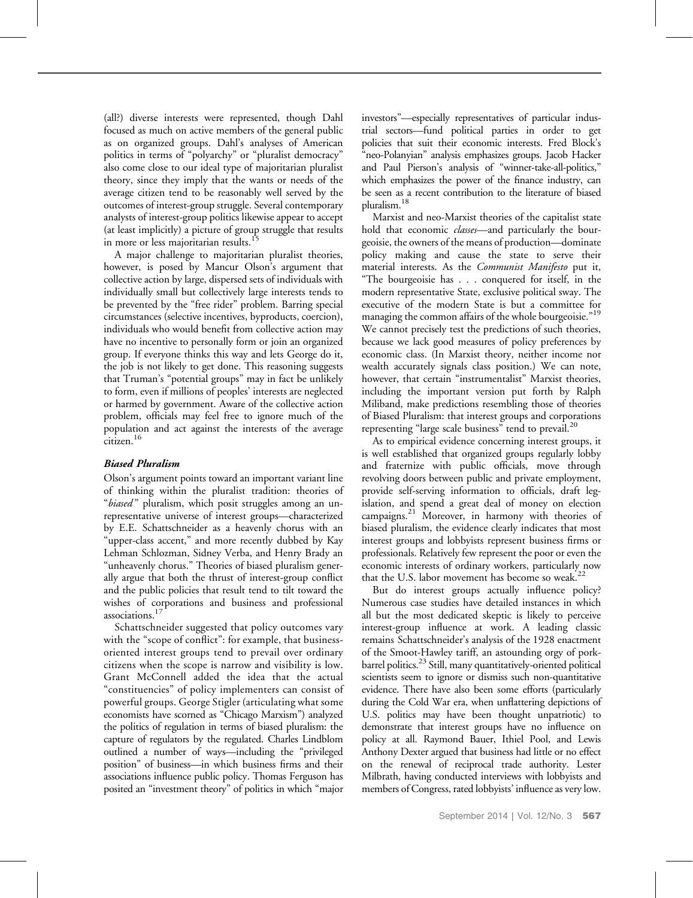(all?) diverse interests were represented, though Dahl focused as much on active members of the general public as on organized groups. Dahl's analyses of American politics in terms of "polyarchy" or "pluralist democracy" also come close to our ideal type of majoritarian pluralist theory, since they imply that the wants or needs of the average citizen tend to be reasonably well served by the outcomes of interest-group struggle. Several contemporary analysts of interest-group politics likewise appear to accept (at least implicitly) a picture of group struggle that results in more or less majoritarian results.[15]

A major challenge to majoritarian pluralist theories, however, is posed by Mancur Olson's argument that collective action by large, dispersed sets of individuals with individually small but collectively large interests tends to be prevented by the "free rider" problem. Barring special circumstances (selective incentives, byproducts, coercion), individuals who would benefit from collective action may have no incentive to personally form or join an organized group. If everyone thinks this way and lets George do it, the job is not likely to get done. This reasoning suggests that Truman's "potential groups" may in fact be unlikely to form, even if millions of peoples' interests are neglected or harmed by government. Aware of the collective action problem, officials may feel free to ignore much of the population and act against the interests of the average citizen.[16]

### *Biased Pluralism*

Olson's argument points toward an important variant line of thinking within the pluralist tradition: theories of "*biased*" pluralism, which posit struggles among an unrepresentative universe of interest groups—characterized by E.E. Schattschneider as a heavenly chorus with an "upper-class accent," and more recently dubbed by Kay Lehman Schlozman, Sidney Verba, and Henry Brady an "unheavenly chorus." Theories of biased pluralism generally argue that both the thrust of interest-group conflict and the public policies that result tend to tilt toward the wishes of corporations and business and professional associations.[17]

Schattschneider suggested that policy outcomes vary with the "scope of conflict": for example, that business-oriented interest groups tend to prevail over ordinary citizens when the scope is narrow and visibility is low. Grant McConnell added the idea that the actual "constituencies" of policy implementers can consist of powerful groups. George Stigler (articulating what some economists have scorned as "Chicago Marxism") analyzed the politics of regulation in terms of biased pluralism: the capture of regulators by the regulated. Charles Lindblom outlined a number of ways—including the "privileged position" of business—in which business firms and their associations influence public policy. Thomas Ferguson has posited an "investment theory" of politics in which "major investors"—especially representatives of particular industrial sectors—fund political parties in order to get policies that suit their economic interests. Fred Block's "neo-Polanyian" analysis emphasizes groups. Jacob Hacker and Paul Pierson's analysis of "winner-take-all-politics," which emphasizes the power of the finance industry, can be seen as a recent contribution to the literature of biased pluralism.[18]

Marxist and neo-Marxist theories of the capitalist state hold that economic *classes*—and particularly the bourgeoisie, the owners of the means of production—dominate policy making and cause the state to serve their material interests. As the *Communist Manifesto* put it, "The bourgeoisie has . . . conquered for itself, in the modern representative State, exclusive political sway. The executive of the modern State is but a committee for managing the common affairs of the whole bourgeoisie."[19] We cannot precisely test the predictions of such theories, because we lack good measures of policy preferences by economic class. (In Marxist theory, neither income nor wealth accurately signals class position.) We can note, however, that certain "instrumentalist" Marxist theories, including the important version put forth by Ralph Miliband, make predictions resembling those of theories of Biased Pluralism: that interest groups and corporations representing "large scale business" tend to prevail.[20]

As to empirical evidence concerning interest groups, it is well established that organized groups regularly lobby and fraternize with public officials, move through revolving doors between public and private employment, provide self-serving information to officials, draft legislation, and spend a great deal of money on election campaigns.[21] Moreover, in harmony with theories of biased pluralism, the evidence clearly indicates that most interest groups and lobbyists represent business firms or professionals. Relatively few represent the poor or even the economic interests of ordinary workers, particularly now that the U.S. labor movement has become so weak.[22]

But do interest groups actually influence policy? Numerous case studies have detailed instances in which all but the most dedicated skeptic is likely to perceive interest-group influence at work. A leading classic remains Schattschneider's analysis of the 1928 enactment of the Smoot-Hawley tariff, an astounding orgy of pork-barrel politics.[23] Still, many quantitatively-oriented political scientists seem to ignore or dismiss such non-quantitative evidence. There have also been some efforts (particularly during the Cold War era, when unflattering depictions of U.S. politics may have been thought unpatriotic) to demonstrate that interest groups have no influence on policy at all. Raymond Bauer, Ithiel Pool, and Lewis Anthony Dexter argued that business had little or no effect on the renewal of reciprocal trade authority. Lester Milbrath, having conducted interviews with lobbyists and members of Congress, rated lobbyists' influence as very low.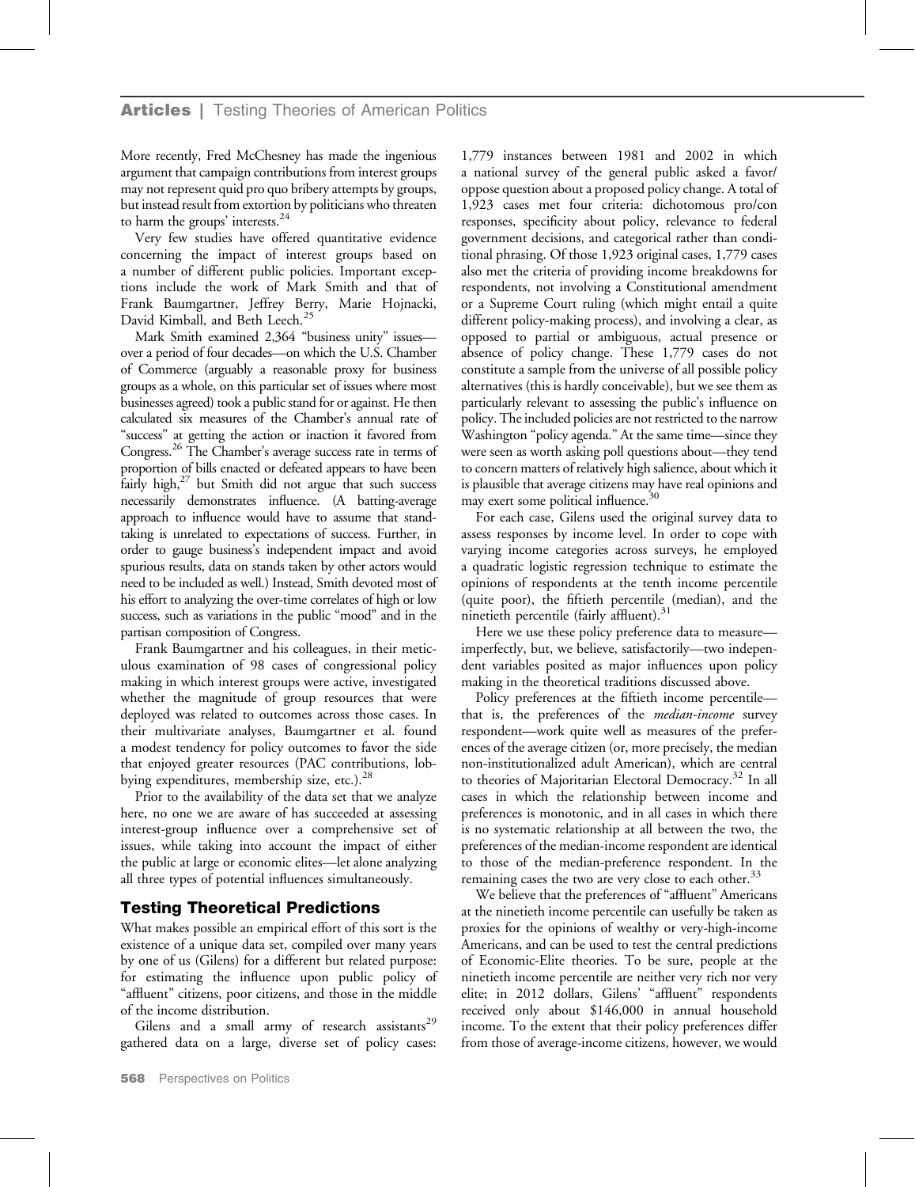More recently, Fred McChesney has made the ingenious argument that campaign contributions from interest groups may not represent quid pro quo bribery attempts by groups, but instead result from extortion by politicians who threaten to harm the groups' interests.[24]

Very few studies have offered quantitative evidence concerning the impact of interest groups based on a number of different public policies. Important exceptions include the work of Mark Smith and that of Frank Baumgartner, Jeffrey Berry, Marie Hojnacki, David Kimball, and Beth Leech.[25]

Mark Smith examined 2,364 "business unity" issues—over a period of four decades—on which the U.S. Chamber of Commerce (arguably a reasonable proxy for business groups as a whole, on this particular set of issues where most businesses agreed) took a public stand for or against. He then calculated six measures of the Chamber's annual rate of "success" at getting the action or inaction it favored from Congress.[26] The Chamber's average success rate in terms of proportion of bills enacted or defeated appears to have been fairly high,[27] but Smith did not argue that such success necessarily demonstrates influence. (A batting-average approach to influence would have to assume that stand-taking is unrelated to expectations of success. Further, in order to gauge business's independent impact and avoid spurious results, data on stands taken by other actors would need to be included as well.) Instead, Smith devoted most of his effort to analyzing the over-time correlates of high or low success, such as variations in the public "mood" and in the partisan composition of Congress.

Frank Baumgartner and his colleagues, in their meticulous examination of 98 cases of congressional policy making in which interest groups were active, investigated whether the magnitude of group resources that were deployed was related to outcomes across those cases. In their multivariate analyses, Baumgartner et al. found a modest tendency for policy outcomes to favor the side that enjoyed greater resources (PAC contributions, lobbying expenditures, membership size, etc.).[28]

Prior to the availability of the data set that we analyze here, no one we are aware of has succeeded at assessing interest-group influence over a comprehensive set of issues, while taking into account the impact of either the public at large or economic elites—let alone analyzing all three types of potential influences simultaneously.

## Testing Theoretical Predictions

What makes possible an empirical effort of this sort is the existence of a unique data set, compiled over many years by one of us (Gilens) for a different but related purpose: for estimating the influence upon public policy of "affluent" citizens, poor citizens, and those in the middle of the income distribution.

Gilens and a small army of research assistants[29] gathered data on a large, diverse set of policy cases: 1,779 instances between 1981 and 2002 in which a national survey of the general public asked a favor/oppose question about a proposed policy change. A total of 1,923 cases met four criteria: dichotomous pro/con responses, specificity about policy, relevance to federal government decisions, and categorical rather than conditional phrasing. Of those 1,923 original cases, 1,779 cases also met the criteria of providing income breakdowns for respondents, not involving a Constitutional amendment or a Supreme Court ruling (which might entail a quite different policy-making process), and involving a clear, as opposed to partial or ambiguous, actual presence or absence of policy change. These 1,779 cases do not constitute a sample from the universe of all possible policy alternatives (this is hardly conceivable), but we see them as particularly relevant to assessing the public's influence on policy. The included policies are not restricted to the narrow Washington "policy agenda." At the same time—since they were seen as worth asking poll questions about—they tend to concern matters of relatively high salience, about which it is plausible that average citizens may have real opinions and may exert some political influence.[30]

For each case, Gilens used the original survey data to assess responses by income level. In order to cope with varying income categories across surveys, he employed a quadratic logistic regression technique to estimate the opinions of respondents at the tenth income percentile (quite poor), the fiftieth percentile (median), and the ninetieth percentile (fairly affluent).[31]

Here we use these policy preference data to measure—imperfectly, but, we believe, satisfactorily—two independent variables posited as major influences upon policy making in the theoretical traditions discussed above.

Policy preferences at the fiftieth income percentile—that is, the preferences of the *median-income* survey respondent—work quite well as measures of the preferences of the average citizen (or, more precisely, the median non-institutionalized adult American), which are central to theories of Majoritarian Electoral Democracy.[32] In all cases in which the relationship between income and preferences is monotonic, and in all cases in which there is no systematic relationship at all between the two, the preferences of the median-income respondent are identical to those of the median-preference respondent. In the remaining cases the two are very close to each other.[33]

We believe that the preferences of "affluent" Americans at the ninetieth income percentile can usefully be taken as proxies for the opinions of wealthy or very-high-income Americans, and can be used to test the central predictions of Economic-Elite theories. To be sure, people at the ninetieth income percentile are neither very rich nor very elite; in 2012 dollars, Gilens' "affluent" respondents received only about $146,000 in annual household income. To the extent that their policy preferences differ from those of average-income citizens, however, we would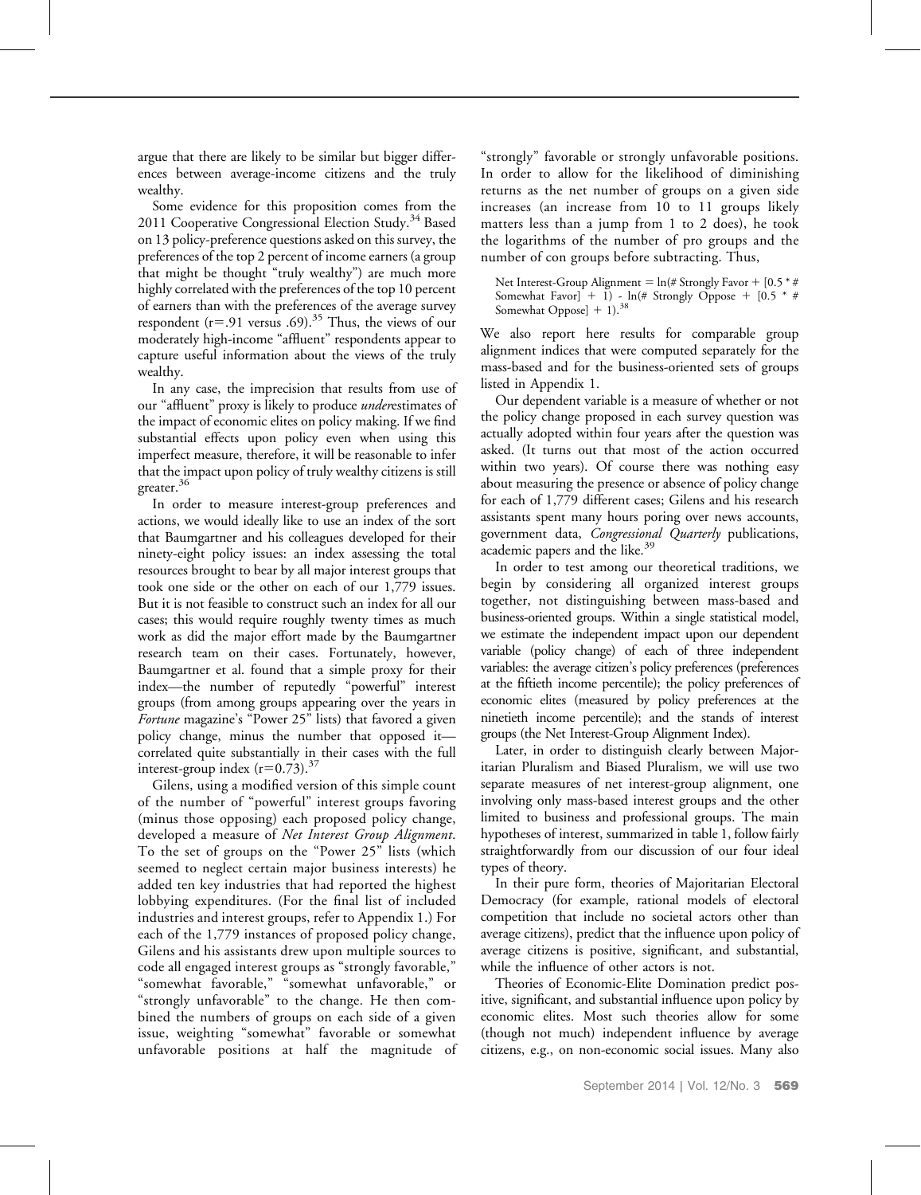argue that there are likely to be similar but bigger differences between average-income citizens and the truly wealthy.

Some evidence for this proposition comes from the 2011 Cooperative Congressional Election Study.[34] Based on 13 policy-preference questions asked on this survey, the preferences of the top 2 percent of income earners (a group that might be thought "truly wealthy") are much more highly correlated with the preferences of the top 10 percent of earners than with the preferences of the average survey respondent (r=.91 versus .69).[35] Thus, the views of our moderately high-income "affluent" respondents appear to capture useful information about the views of the truly wealthy.

In any case, the imprecision that results from use of our "affluent" proxy is likely to produce *under*estimates of the impact of economic elites on policy making. If we find substantial effects upon policy even when using this imperfect measure, therefore, it will be reasonable to infer that the impact upon policy of truly wealthy citizens is still greater.[36]

In order to measure interest-group preferences and actions, we would ideally like to use an index of the sort that Baumgartner and his colleagues developed for their ninety-eight policy issues: an index assessing the total resources brought to bear by all major interest groups that took one side or the other on each of our 1,779 issues. But it is not feasible to construct such an index for all our cases; this would require roughly twenty times as much work as did the major effort made by the Baumgartner research team on their cases. Fortunately, however, Baumgartner et al. found that a simple proxy for their index—the number of reputedly "powerful" interest groups (from among groups appearing over the years in *Fortune* magazine's "Power 25" lists) that favored a given policy change, minus the number that opposed it—correlated quite substantially in their cases with the full interest-group index (r=0.73).[37]

Gilens, using a modified version of this simple count of the number of "powerful" interest groups favoring (minus those opposing) each proposed policy change, developed a measure of *Net Interest Group Alignment*. To the set of groups on the "Power 25" lists (which seemed to neglect certain major business interests) he added ten key industries that had reported the highest lobbying expenditures. (For the final list of included industries and interest groups, refer to Appendix 1.) For each of the 1,779 instances of proposed policy change, Gilens and his assistants drew upon multiple sources to code all engaged interest groups as "strongly favorable," "somewhat favorable," "somewhat unfavorable," or "strongly unfavorable" to the change. He then combined the numbers of groups on each side of a given issue, weighting "somewhat" favorable or somewhat unfavorable positions at half the magnitude of "strongly" favorable or strongly unfavorable positions. In order to allow for the likelihood of diminishing returns as the net number of groups on a given side increases (an increase from 10 to 11 groups likely matters less than a jump from 1 to 2 does), he took the logarithms of the number of pro groups and the number of con groups before subtracting. Thus,

> Net Interest-Group Alignment = ln(# Strongly Favor + [0.5 * # Somewhat Favor] + 1) - ln(# Strongly Oppose + [0.5 * # Somewhat Oppose] + 1).[38]

We also report here results for comparable group alignment indices that were computed separately for the mass-based and for the business-oriented sets of groups listed in Appendix 1.

Our dependent variable is a measure of whether or not the policy change proposed in each survey question was actually adopted within four years after the question was asked. (It turns out that most of the action occurred within two years). Of course there was nothing easy about measuring the presence or absence of policy change for each of 1,779 different cases; Gilens and his research assistants spent many hours poring over news accounts, government data, *Congressional Quarterly* publications, academic papers and the like.[39]

In order to test among our theoretical traditions, we begin by considering all organized interest groups together, not distinguishing between mass-based and business-oriented groups. Within a single statistical model, we estimate the independent impact upon our dependent variable (policy change) of each of three independent variables: the average citizen's policy preferences (preferences at the fiftieth income percentile); the policy preferences of economic elites (measured by policy preferences at the ninetieth income percentile); and the stands of interest groups (the Net Interest-Group Alignment Index).

Later, in order to distinguish clearly between Majoritarian Pluralism and Biased Pluralism, we will use two separate measures of net interest-group alignment, one involving only mass-based interest groups and the other limited to business and professional groups. The main hypotheses of interest, summarized in table 1, follow fairly straightforwardly from our discussion of our four ideal types of theory.

In their pure form, theories of Majoritarian Electoral Democracy (for example, rational models of electoral competition that include no societal actors other than average citizens), predict that the influence upon policy of average citizens is positive, significant, and substantial, while the influence of other actors is not.

Theories of Economic-Elite Domination predict positive, significant, and substantial influence upon policy by economic elites. Most such theories allow for some (though not much) independent influence by average citizens, e.g., on non-economic social issues. Many also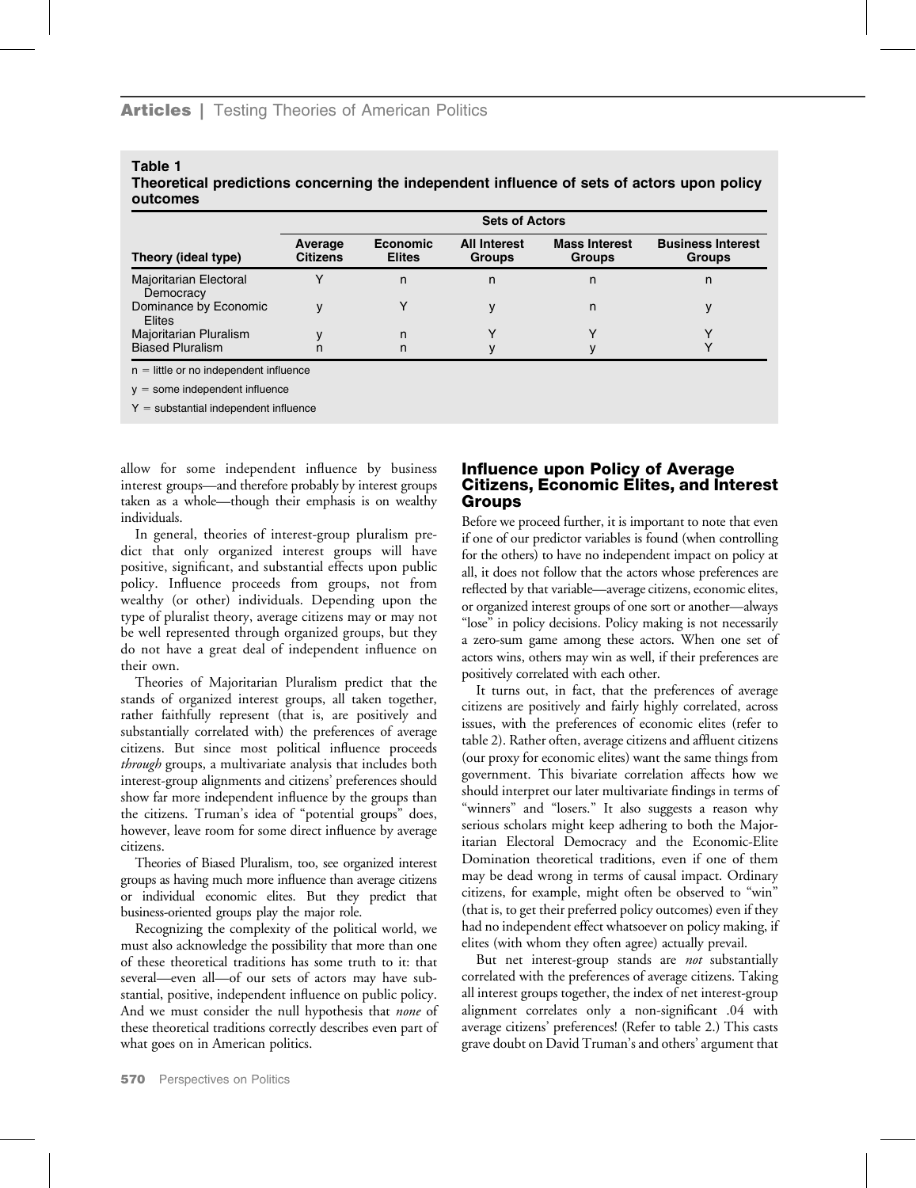**Table 1**
**Theoretical predictions concerning the independent influence of sets of actors upon policy outcomes**

| | Sets of Actors | | | | |
|---|---|---|---|---|---|
| Theory (ideal type) | Average Citizens | Economic Elites | All Interest Groups | Mass Interest Groups | Business Interest Groups |
| Majoritarian Electoral Democracy | Y | n | n | n | n |
| Dominance by Economic Elites | y | Y | y | n | y |
| Majoritarian Pluralism | y | n | Y | Y | Y |
| Biased Pluralism | n | n | y | y | Y |

n = little or no independent influence

y = some independent influence

Y = substantial independent influence

allow for some independent influence by business interest groups—and therefore probably by interest groups taken as a whole—though their emphasis is on wealthy individuals.

In general, theories of interest-group pluralism predict that only organized interest groups will have positive, significant, and substantial effects upon public policy. Influence proceeds from groups, not from wealthy (or other) individuals. Depending upon the type of pluralist theory, average citizens may or may not be well represented through organized groups, but they do not have a great deal of independent influence on their own.

Theories of Majoritarian Pluralism predict that the stands of organized interest groups, all taken together, rather faithfully represent (that is, are positively and substantially correlated with) the preferences of average citizens. But since most political influence proceeds *through* groups, a multivariate analysis that includes both interest-group alignments and citizens' preferences should show far more independent influence by the groups than the citizens. Truman's idea of "potential groups" does, however, leave room for some direct influence by average citizens.

Theories of Biased Pluralism, too, see organized interest groups as having much more influence than average citizens or individual economic elites. But they predict that business-oriented groups play the major role.

Recognizing the complexity of the political world, we must also acknowledge the possibility that more than one of these theoretical traditions has some truth to it: that several—even all—of our sets of actors may have substantial, positive, independent influence on public policy. And we must consider the null hypothesis that *none* of these theoretical traditions correctly describes even part of what goes on in American politics.

## Influence upon Policy of Average Citizens, Economic Elites, and Interest Groups

Before we proceed further, it is important to note that even if one of our predictor variables is found (when controlling for the others) to have no independent impact on policy at all, it does not follow that the actors whose preferences are reflected by that variable—average citizens, economic elites, or organized interest groups of one sort or another—always "lose" in policy decisions. Policy making is not necessarily a zero-sum game among these actors. When one set of actors wins, others may win as well, if their preferences are positively correlated with each other.

It turns out, in fact, that the preferences of average citizens are positively and fairly highly correlated, across issues, with the preferences of economic elites (refer to table 2). Rather often, average citizens and affluent citizens (our proxy for economic elites) want the same things from government. This bivariate correlation affects how we should interpret our later multivariate findings in terms of "winners" and "losers." It also suggests a reason why serious scholars might keep adhering to both the Majoritarian Electoral Democracy and the Economic-Elite Domination theoretical traditions, even if one of them may be dead wrong in terms of causal impact. Ordinary citizens, for example, might often be observed to "win" (that is, to get their preferred policy outcomes) even if they had no independent effect whatsoever on policy making, if elites (with whom they often agree) actually prevail.

But net interest-group stands are *not* substantially correlated with the preferences of average citizens. Taking all interest groups together, the index of net interest-group alignment correlates only a non-significant .04 with average citizens' preferences! (Refer to table 2.) This casts grave doubt on David Truman's and others' argument that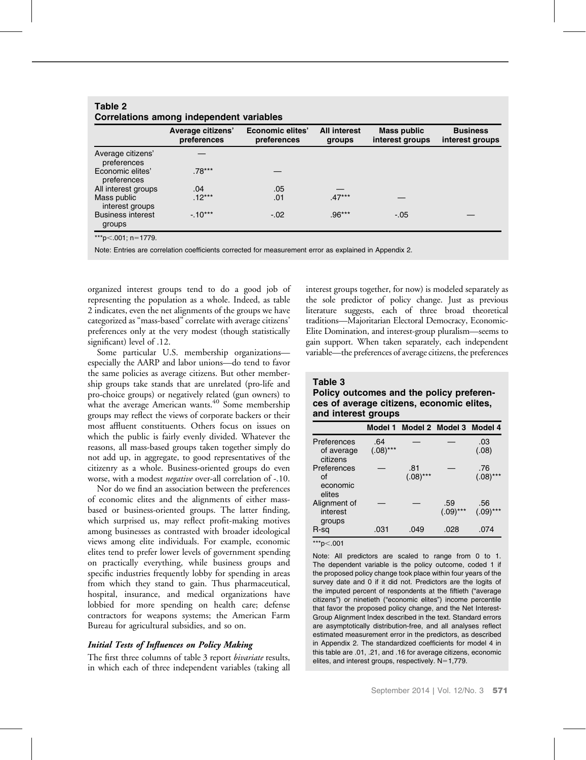**Table 2**
**Correlations among independent variables**

| | Average citizens' preferences | Economic elites' preferences | All interest groups | Mass public interest groups | Business interest groups |
|---|---|---|---|---|---|
| Average citizens' preferences | — | | | | |
| Economic elites' preferences | .78*** | — | | | |
| All interest groups | .04 | .05 | — | | |
| Mass public interest groups | .12*** | .01 | .47*** | — | |
| Business interest groups | -.10*** | -.02 | .96*** | -.05 | — |

***$p < .001$; $n = 1779$.

Note: Entries are correlation coefficients corrected for measurement error as explained in Appendix 2.

organized interest groups tend to do a good job of representing the population as a whole. Indeed, as table 2 indicates, even the net alignments of the groups we have categorized as "mass-based" correlate with average citizens' preferences only at the very modest (though statistically significant) level of .12.

Some particular U.S. membership organizations—especially the AARP and labor unions—do tend to favor the same policies as average citizens. But other membership groups take stands that are unrelated (pro-life and pro-choice groups) or negatively related (gun owners) to what the average American wants.[40] Some membership groups may reflect the views of corporate backers or their most affluent constituents. Others focus on issues on which the public is fairly evenly divided. Whatever the reasons, all mass-based groups taken together simply do not add up, in aggregate, to good representatives of the citizenry as a whole. Business-oriented groups do even worse, with a modest *negative* over-all correlation of -.10.

Nor do we find an association between the preferences of economic elites and the alignments of either mass-based or business-oriented groups. The latter finding, which surprised us, may reflect profit-making motives among businesses as contrasted with broader ideological views among elite individuals. For example, economic elites tend to prefer lower levels of government spending on practically everything, while business groups and specific industries frequently lobby for spending in areas from which they stand to gain. Thus pharmaceutical, hospital, insurance, and medical organizations have lobbied for more spending on health care; defense contractors for weapons systems; the American Farm Bureau for agricultural subsidies, and so on.

### *Initial Tests of Influences on Policy Making*

The first three columns of table 3 report *bivariate* results, in which each of three independent variables (taking all interest groups together, for now) is modeled separately as the sole predictor of policy change. Just as previous literature suggests, each of three broad theoretical traditions—Majoritarian Electoral Democracy, Economic-Elite Domination, and interest-group pluralism—seems to gain support. When taken separately, each independent variable—the preferences of average citizens, the preferences

**Table 3**
**Policy outcomes and the policy preferences of average citizens, economic elites, and interest groups**

| | Model 1 | Model 2 | Model 3 | Model 4 |
|---|---|---|---|---|
| Preferences of average citizens | .64 (.08)*** | — | — | .03 (.08) |
| Preferences of economic elites | — | .81 (.08)*** | — | .76 (.08)*** |
| Alignment of interest groups | — | — | .59 (.09)*** | .56 (.09)*** |
| R-sq | .031 | .049 | .028 | .074 |

***$p < .001$

Note: All predictors are scaled to range from 0 to 1. The dependent variable is the policy outcome, coded 1 if the proposed policy change took place within four years of the survey date and 0 if it did not. Predictors are the logits of the imputed percent of respondents at the fiftieth ("average citizens") or ninetieth ("economic elites") income percentile that favor the proposed policy change, and the Net Interest-Group Alignment Index described in the text. Standard errors are asymptotically distribution-free, and all analyses reflect estimated measurement error in the predictors, as described in Appendix 2. The standardized coefficients for model 4 in this table are .01, .21, and .16 for average citizens, economic elites, and interest groups, respectively. $N = 1,779$.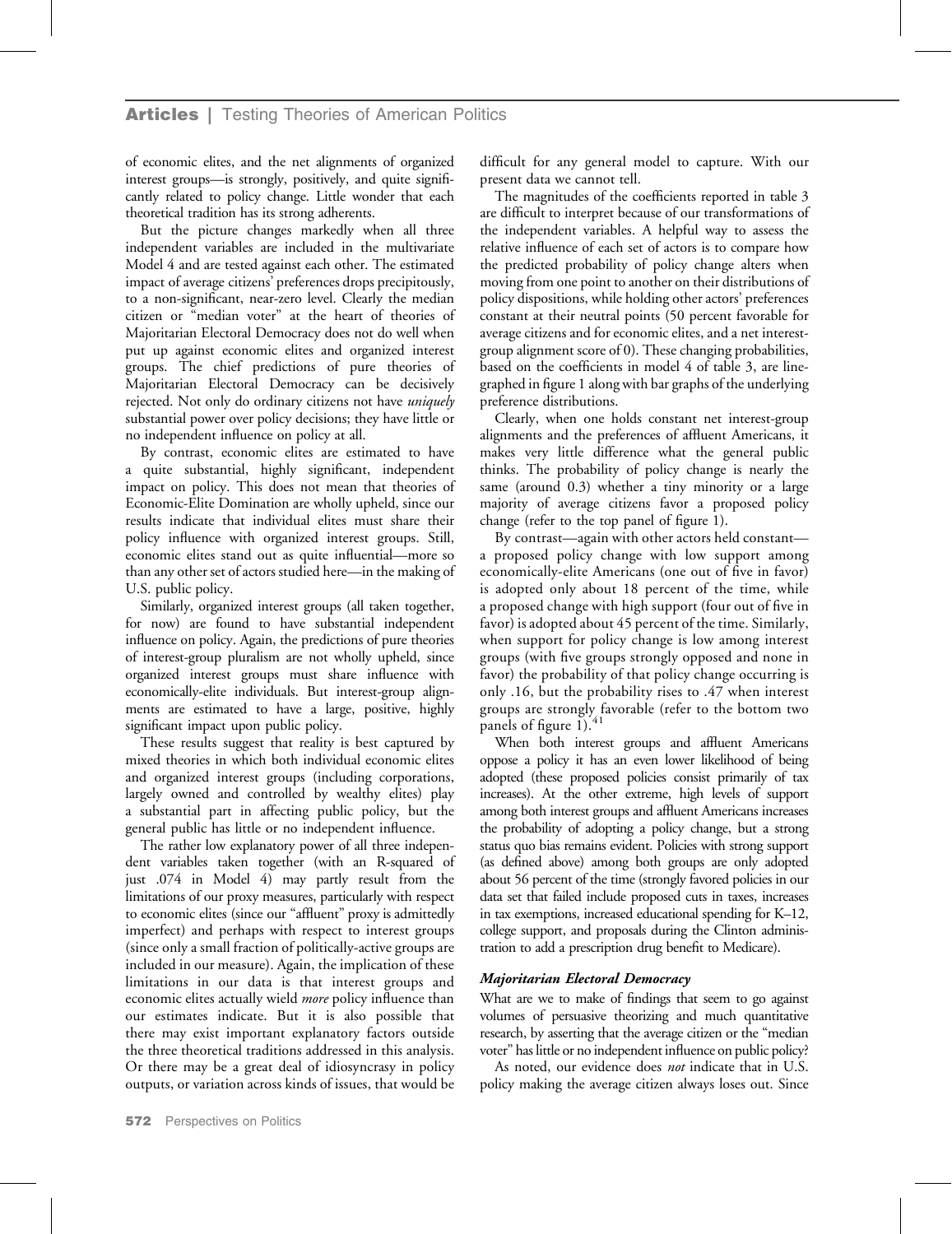of economic elites, and the net alignments of organized interest groups—is strongly, positively, and quite significantly related to policy change. Little wonder that each theoretical tradition has its strong adherents.

But the picture changes markedly when all three independent variables are included in the multivariate Model 4 and are tested against each other. The estimated impact of average citizens' preferences drops precipitously, to a non-significant, near-zero level. Clearly the median citizen or "median voter" at the heart of theories of Majoritarian Electoral Democracy does not do well when put up against economic elites and organized interest groups. The chief predictions of pure theories of Majoritarian Electoral Democracy can be decisively rejected. Not only do ordinary citizens not have *uniquely* substantial power over policy decisions; they have little or no independent influence on policy at all.

By contrast, economic elites are estimated to have a quite substantial, highly significant, independent impact on policy. This does not mean that theories of Economic-Elite Domination are wholly upheld, since our results indicate that individual elites must share their policy influence with organized interest groups. Still, economic elites stand out as quite influential—more so than any other set of actors studied here—in the making of U.S. public policy.

Similarly, organized interest groups (all taken together, for now) are found to have substantial independent influence on policy. Again, the predictions of pure theories of interest-group pluralism are not wholly upheld, since organized interest groups must share influence with economically-elite individuals. But interest-group alignments are estimated to have a large, positive, highly significant impact upon public policy.

These results suggest that reality is best captured by mixed theories in which both individual economic elites and organized interest groups (including corporations, largely owned and controlled by wealthy elites) play a substantial part in affecting public policy, but the general public has little or no independent influence.

The rather low explanatory power of all three independent variables taken together (with an R-squared of just .074 in Model 4) may partly result from the limitations of our proxy measures, particularly with respect to economic elites (since our "affluent" proxy is admittedly imperfect) and perhaps with respect to interest groups (since only a small fraction of politically-active groups are included in our measure). Again, the implication of these limitations in our data is that interest groups and economic elites actually wield *more* policy influence than our estimates indicate. But it is also possible that there may exist important explanatory factors outside the three theoretical traditions addressed in this analysis. Or there may be a great deal of idiosyncrasy in policy outputs, or variation across kinds of issues, that would be difficult for any general model to capture. With our present data we cannot tell.

The magnitudes of the coefficients reported in table 3 are difficult to interpret because of our transformations of the independent variables. A helpful way to assess the relative influence of each set of actors is to compare how the predicted probability of policy change alters when moving from one point to another on their distributions of policy dispositions, while holding other actors' preferences constant at their neutral points (50 percent favorable for average citizens and for economic elites, and a net interest-group alignment score of 0). These changing probabilities, based on the coefficients in model 4 of table 3, are line-graphed in figure 1 along with bar graphs of the underlying preference distributions.

Clearly, when one holds constant net interest-group alignments and the preferences of affluent Americans, it makes very little difference what the general public thinks. The probability of policy change is nearly the same (around 0.3) whether a tiny minority or a large majority of average citizens favor a proposed policy change (refer to the top panel of figure 1).

By contrast—again with other actors held constant—a proposed policy change with low support among economically-elite Americans (one out of five in favor) is adopted only about 18 percent of the time, while a proposed change with high support (four out of five in favor) is adopted about 45 percent of the time. Similarly, when support for policy change is low among interest groups (with five groups strongly opposed and none in favor) the probability of that policy change occurring is only .16, but the probability rises to .47 when interest groups are strongly favorable (refer to the bottom two panels of figure 1).[41]

When both interest groups and affluent Americans oppose a policy it has an even lower likelihood of being adopted (these proposed policies consist primarily of tax increases). At the other extreme, high levels of support among both interest groups and affluent Americans increases the probability of adopting a policy change, but a strong status quo bias remains evident. Policies with strong support (as defined above) among both groups are only adopted about 56 percent of the time (strongly favored policies in our data set that failed include proposed cuts in taxes, increases in tax exemptions, increased educational spending for K–12, college support, and proposals during the Clinton administration to add a prescription drug benefit to Medicare).

#### *Majoritarian Electoral Democracy*

What are we to make of findings that seem to go against volumes of persuasive theorizing and much quantitative research, by asserting that the average citizen or the "median voter" has little or no independent influence on public policy?

As noted, our evidence does *not* indicate that in U.S. policy making the average citizen always loses out. Since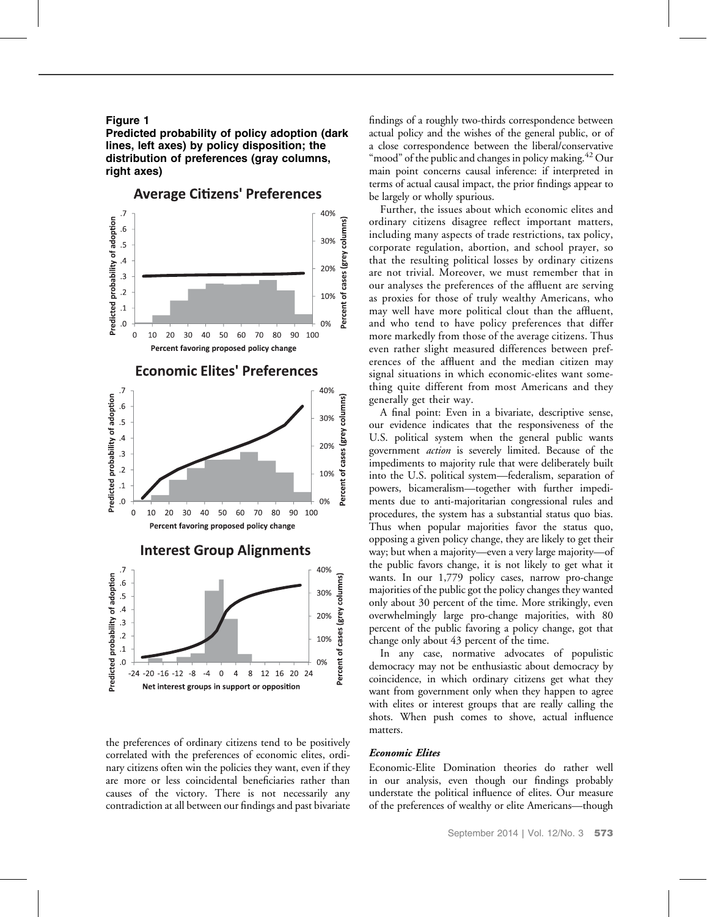**Figure 1**
**Predicted probability of policy adoption (dark lines, left axes) by policy disposition; the distribution of preferences (gray columns, right axes)**

Average Citizens' Preferences

Predicted probability of adoption
.7
.6
.5
.4
.3
.2
.1
.0

Percent of cases (grey columns)
40%
30%
20%
10%
0%

0 10 20 30 40 50 60 70 80 90 100
Percent favoring proposed policy change

Economic Elites' Preferences

Predicted probability of adoption
.7
.6
.5
.4
.3
.2
.1
.0

Percent of cases (grey columns)
40%
30%
20%
10%
0%

0 10 20 30 40 50 60 70 80 90 100
Percent favoring proposed policy change

Interest Group Alignments

Predicted probability of adoption
.7
.6
.5
.4
.3
.2
.1
.0

Percent of cases (grey columns)
40%
30%
20%
10%
0%

-24 -20 -16 -12 -8 -4 0 4 8 12 16 20 24
Net interest groups in support or opposition

the preferences of ordinary citizens tend to be positively correlated with the preferences of economic elites, ordinary citizens often win the policies they want, even if they are more or less coincidental beneficiaries rather than causes of the victory. There is not necessarily any contradiction at all between our findings and past bivariate findings of a roughly two-thirds correspondence between actual policy and the wishes of the general public, or of a close correspondence between the liberal/conservative "mood" of the public and changes in policy making.[42] Our main point concerns causal inference: if interpreted in terms of actual causal impact, the prior findings appear to be largely or wholly spurious.

Further, the issues about which economic elites and ordinary citizens disagree reflect important matters, including many aspects of trade restrictions, tax policy, corporate regulation, abortion, and school prayer, so that the resulting political losses by ordinary citizens are not trivial. Moreover, we must remember that in our analyses the preferences of the affluent are serving as proxies for those of truly wealthy Americans, who may well have more political clout than the affluent, and who tend to have policy preferences that differ more markedly from those of the average citizens. Thus even rather slight measured differences between preferences of the affluent and the median citizen may signal situations in which economic-elites want something quite different from most Americans and they generally get their way.

A final point: Even in a bivariate, descriptive sense, our evidence indicates that the responsiveness of the U.S. political system when the general public wants government *action* is severely limited. Because of the impediments to majority rule that were deliberately built into the U.S. political system—federalism, separation of powers, bicameralism—together with further impediments due to anti-majoritarian congressional rules and procedures, the system has a substantial status quo bias. Thus when popular majorities favor the status quo, opposing a given policy change, they are likely to get their way; but when a majority—even a very large majority—of the public favors change, it is not likely to get what it wants. In our 1,779 policy cases, narrow pro-change majorities of the public got the policy changes they wanted only about 30 percent of the time. More strikingly, even overwhelmingly large pro-change majorities, with 80 percent of the public favoring a policy change, got that change only about 43 percent of the time.

In any case, normative advocates of populistic democracy may not be enthusiastic about democracy by coincidence, in which ordinary citizens get what they want from government only when they happen to agree with elites or interest groups that are really calling the shots. When push comes to shove, actual influence matters.

### *Economic Elites*

Economic-Elite Domination theories do rather well in our analysis, even though our findings probably understate the political influence of elites. Our measure of the preferences of wealthy or elite Americans—though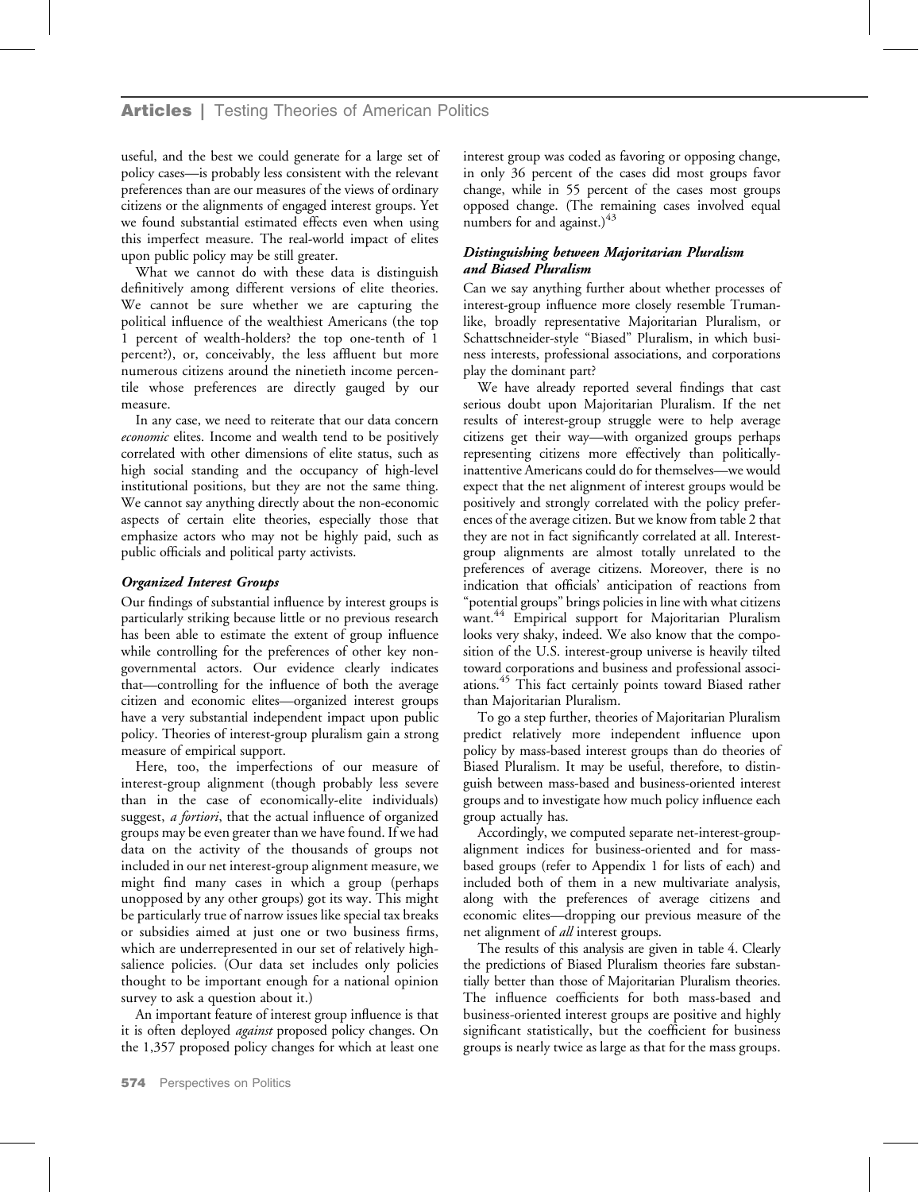useful, and the best we could generate for a large set of policy cases—is probably less consistent with the relevant preferences than are our measures of the views of ordinary citizens or the alignments of engaged interest groups. Yet we found substantial estimated effects even when using this imperfect measure. The real-world impact of elites upon public policy may be still greater.

What we cannot do with these data is distinguish definitively among different versions of elite theories. We cannot be sure whether we are capturing the political influence of the wealthiest Americans (the top 1 percent of wealth-holders? the top one-tenth of 1 percent?), or, conceivably, the less affluent but more numerous citizens around the ninetieth income percentile whose preferences are directly gauged by our measure.

In any case, we need to reiterate that our data concern *economic* elites. Income and wealth tend to be positively correlated with other dimensions of elite status, such as high social standing and the occupancy of high-level institutional positions, but they are not the same thing. We cannot say anything directly about the non-economic aspects of certain elite theories, especially those that emphasize actors who may not be highly paid, such as public officials and political party activists.

### *Organized Interest Groups*

Our findings of substantial influence by interest groups is particularly striking because little or no previous research has been able to estimate the extent of group influence while controlling for the preferences of other key non-governmental actors. Our evidence clearly indicates that—controlling for the influence of both the average citizen and economic elites—organized interest groups have a very substantial independent impact upon public policy. Theories of interest-group pluralism gain a strong measure of empirical support.

Here, too, the imperfections of our measure of interest-group alignment (though probably less severe than in the case of economically-elite individuals) suggest, *a fortiori*, that the actual influence of organized groups may be even greater than we have found. If we had data on the activity of the thousands of groups not included in our net interest-group alignment measure, we might find many cases in which a group (perhaps unopposed by any other groups) got its way. This might be particularly true of narrow issues like special tax breaks or subsidies aimed at just one or two business firms, which are underrepresented in our set of relatively high-salience policies. (Our data set includes only policies thought to be important enough for a national opinion survey to ask a question about it.)

An important feature of interest group influence is that it is often deployed *against* proposed policy changes. On the 1,357 proposed policy changes for which at least one interest group was coded as favoring or opposing change, in only 36 percent of the cases did most groups favor change, while in 55 percent of the cases most groups opposed change. (The remaining cases involved equal numbers for and against.)[43]

### *Distinguishing between Majoritarian Pluralism and Biased Pluralism*

Can we say anything further about whether processes of interest-group influence more closely resemble Truman-like, broadly representative Majoritarian Pluralism, or Schattschneider-style "Biased" Pluralism, in which business interests, professional associations, and corporations play the dominant part?

We have already reported several findings that cast serious doubt upon Majoritarian Pluralism. If the net results of interest-group struggle were to help average citizens get their way—with organized groups perhaps representing citizens more effectively than politically-inattentive Americans could do for themselves—we would expect that the net alignment of interest groups would be positively and strongly correlated with the policy preferences of the average citizen. But we know from table 2 that they are not in fact significantly correlated at all. Interest-group alignments are almost totally unrelated to the preferences of average citizens. Moreover, there is no indication that officials' anticipation of reactions from "potential groups" brings policies in line with what citizens want.[44] Empirical support for Majoritarian Pluralism looks very shaky, indeed. We also know that the composition of the U.S. interest-group universe is heavily tilted toward corporations and business and professional associations.[45] This fact certainly points toward Biased rather than Majoritarian Pluralism.

To go a step further, theories of Majoritarian Pluralism predict relatively more independent influence upon policy by mass-based interest groups than do theories of Biased Pluralism. It may be useful, therefore, to distinguish between mass-based and business-oriented interest groups and to investigate how much policy influence each group actually has.

Accordingly, we computed separate net-interest-group-alignment indices for business-oriented and for mass-based groups (refer to Appendix 1 for lists of each) and included both of them in a new multivariate analysis, along with the preferences of average citizens and economic elites—dropping our previous measure of the net alignment of *all* interest groups.

The results of this analysis are given in table 4. Clearly the predictions of Biased Pluralism theories fare substantially better than those of Majoritarian Pluralism theories. The influence coefficients for both mass-based and business-oriented interest groups are positive and highly significant statistically, but the coefficient for business groups is nearly twice as large as that for the mass groups.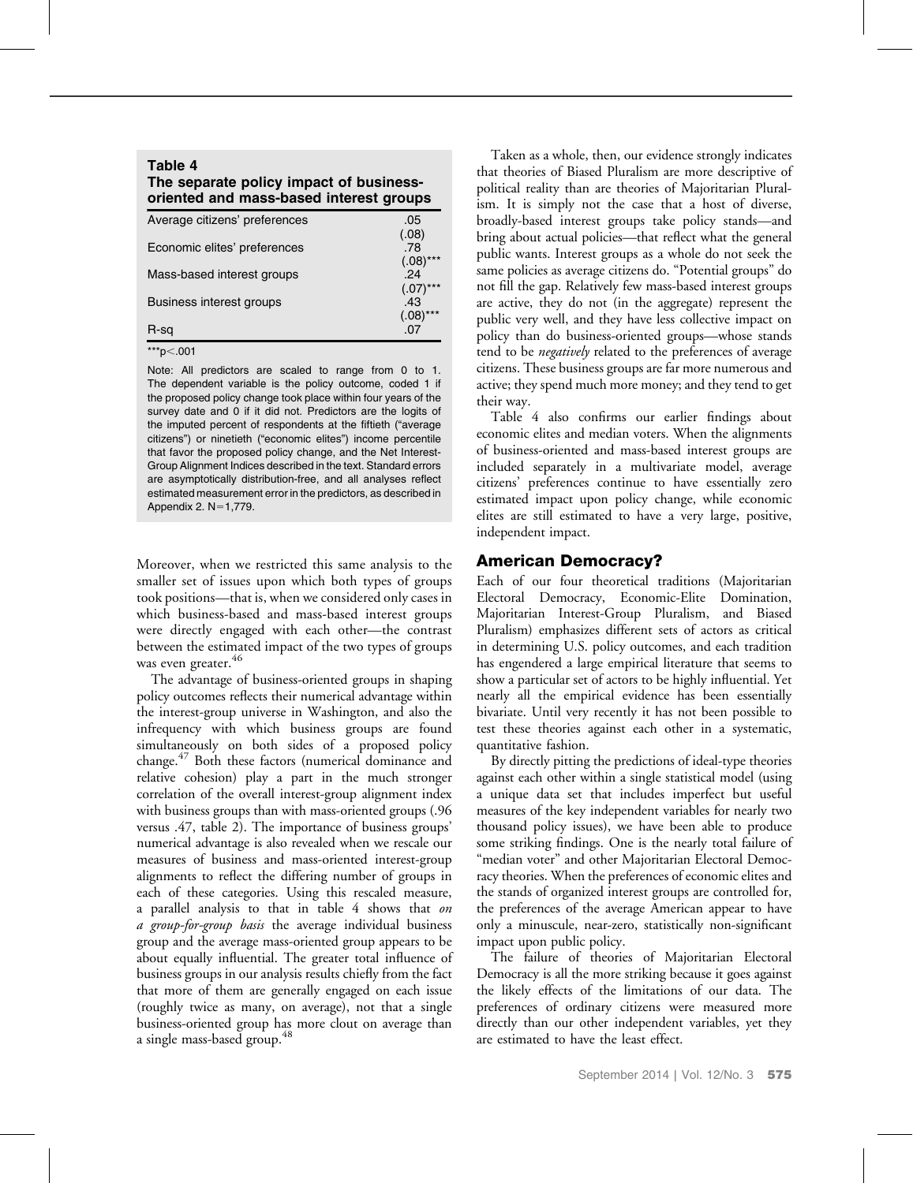**Table 4**
**The separate policy impact of business-oriented and mass-based interest groups**

| | |
|---|---|
| Average citizens' preferences | .05 (.08) |
| Economic elites' preferences | .78 (.08)*** |
| Mass-based interest groups | .24 (.07)*** |
| Business interest groups | .43 (.08)*** |
| R-sq | .07 |

***p<.001

Note: All predictors are scaled to range from 0 to 1. The dependent variable is the policy outcome, coded 1 if the proposed policy change took place within four years of the survey date and 0 if it did not. Predictors are the logits of the imputed percent of respondents at the fiftieth ("average citizens") or ninetieth ("economic elites") income percentile that favor the proposed policy change, and the Net Interest-Group Alignment Indices described in the text. Standard errors are asymptotically distribution-free, and all analyses reflect estimated measurement error in the predictors, as described in Appendix 2. N=1,779.

Moreover, when we restricted this same analysis to the smaller set of issues upon which both types of groups took positions—that is, when we considered only cases in which business-based and mass-based interest groups were directly engaged with each other—the contrast between the estimated impact of the two types of groups was even greater.[46]

The advantage of business-oriented groups in shaping policy outcomes reflects their numerical advantage within the interest-group universe in Washington, and also the infrequency with which business groups are found simultaneously on both sides of a proposed policy change.[47] Both these factors (numerical dominance and relative cohesion) play a part in the much stronger correlation of the overall interest-group alignment index with business groups than with mass-oriented groups (.96 versus .47, table 2). The importance of business groups' numerical advantage is also revealed when we rescale our measures of business and mass-oriented interest-group alignments to reflect the differing number of groups in each of these categories. Using this rescaled measure, a parallel analysis to that in table 4 shows that *on a group-for-group basis* the average individual business group and the average mass-oriented group appears to be about equally influential. The greater total influence of business groups in our analysis results chiefly from the fact that more of them are generally engaged on each issue (roughly twice as many, on average), not that a single business-oriented group has more clout on average than a single mass-based group.[48]

Taken as a whole, then, our evidence strongly indicates that theories of Biased Pluralism are more descriptive of political reality than are theories of Majoritarian Pluralism. It is simply not the case that a host of diverse, broadly-based interest groups take policy stands—and bring about actual policies—that reflect what the general public wants. Interest groups as a whole do not seek the same policies as average citizens do. "Potential groups" do not fill the gap. Relatively few mass-based interest groups are active, they do not (in the aggregate) represent the public very well, and they have less collective impact on policy than do business-oriented groups—whose stands tend to be *negatively* related to the preferences of average citizens. These business groups are far more numerous and active; they spend much more money; and they tend to get their way.

Table 4 also confirms our earlier findings about economic elites and median voters. When the alignments of business-oriented and mass-based interest groups are included separately in a multivariate model, average citizens' preferences continue to have essentially zero estimated impact upon policy change, while economic elites are still estimated to have a very large, positive, independent impact.

## American Democracy?

Each of our four theoretical traditions (Majoritarian Electoral Democracy, Economic-Elite Domination, Majoritarian Interest-Group Pluralism, and Biased Pluralism) emphasizes different sets of actors as critical in determining U.S. policy outcomes, and each tradition has engendered a large empirical literature that seems to show a particular set of actors to be highly influential. Yet nearly all the empirical evidence has been essentially bivariate. Until very recently it has not been possible to test these theories against each other in a systematic, quantitative fashion.

By directly pitting the predictions of ideal-type theories against each other within a single statistical model (using a unique data set that includes imperfect but useful measures of the key independent variables for nearly two thousand policy issues), we have been able to produce some striking findings. One is the nearly total failure of "median voter" and other Majoritarian Electoral Democracy theories. When the preferences of economic elites and the stands of organized interest groups are controlled for, the preferences of the average American appear to have only a minuscule, near-zero, statistically non-significant impact upon public policy.

The failure of theories of Majoritarian Electoral Democracy is all the more striking because it goes against the likely effects of the limitations of our data. The preferences of ordinary citizens were measured more directly than our other independent variables, yet they are estimated to have the least effect.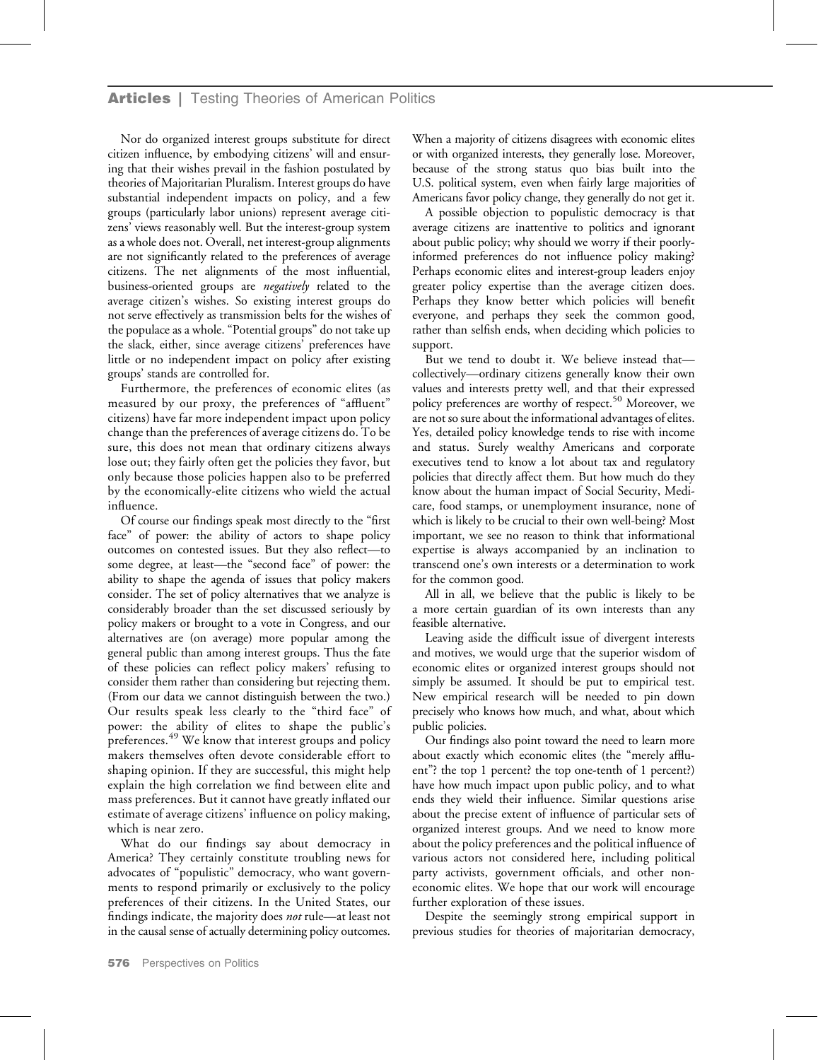Nor do organized interest groups substitute for direct citizen influence, by embodying citizens' will and ensuring that their wishes prevail in the fashion postulated by theories of Majoritarian Pluralism. Interest groups do have substantial independent impacts on policy, and a few groups (particularly labor unions) represent average citizens' views reasonably well. But the interest-group system as a whole does not. Overall, net interest-group alignments are not significantly related to the preferences of average citizens. The net alignments of the most influential, business-oriented groups are *negatively* related to the average citizen's wishes. So existing interest groups do not serve effectively as transmission belts for the wishes of the populace as a whole. "Potential groups" do not take up the slack, either, since average citizens' preferences have little or no independent impact on policy after existing groups' stands are controlled for.

Furthermore, the preferences of economic elites (as measured by our proxy, the preferences of "affluent" citizens) have far more independent impact upon policy change than the preferences of average citizens do. To be sure, this does not mean that ordinary citizens always lose out; they fairly often get the policies they favor, but only because those policies happen also to be preferred by the economically-elite citizens who wield the actual influence.

Of course our findings speak most directly to the "first face" of power: the ability of actors to shape policy outcomes on contested issues. But they also reflect—to some degree, at least—the "second face" of power: the ability to shape the agenda of issues that policy makers consider. The set of policy alternatives that we analyze is considerably broader than the set discussed seriously by policy makers or brought to a vote in Congress, and our alternatives are (on average) more popular among the general public than among interest groups. Thus the fate of these policies can reflect policy makers' refusing to consider them rather than considering but rejecting them. (From our data we cannot distinguish between the two.) Our results speak less clearly to the "third face" of power: the ability of elites to shape the public's preferences.[49] We know that interest groups and policy makers themselves often devote considerable effort to shaping opinion. If they are successful, this might help explain the high correlation we find between elite and mass preferences. But it cannot have greatly inflated our estimate of average citizens' influence on policy making, which is near zero.

What do our findings say about democracy in America? They certainly constitute troubling news for advocates of "populistic" democracy, who want governments to respond primarily or exclusively to the policy preferences of their citizens. In the United States, our findings indicate, the majority does *not* rule—at least not in the causal sense of actually determining policy outcomes. When a majority of citizens disagrees with economic elites or with organized interests, they generally lose. Moreover, because of the strong status quo bias built into the U.S. political system, even when fairly large majorities of Americans favor policy change, they generally do not get it.

A possible objection to populistic democracy is that average citizens are inattentive to politics and ignorant about public policy; why should we worry if their poorly-informed preferences do not influence policy making? Perhaps economic elites and interest-group leaders enjoy greater policy expertise than the average citizen does. Perhaps they know better which policies will benefit everyone, and perhaps they seek the common good, rather than selfish ends, when deciding which policies to support.

But we tend to doubt it. We believe instead that—collectively—ordinary citizens generally know their own values and interests pretty well, and that their expressed policy preferences are worthy of respect.[50] Moreover, we are not so sure about the informational advantages of elites. Yes, detailed policy knowledge tends to rise with income and status. Surely wealthy Americans and corporate executives tend to know a lot about tax and regulatory policies that directly affect them. But how much do they know about the human impact of Social Security, Medicare, food stamps, or unemployment insurance, none of which is likely to be crucial to their own well-being? Most important, we see no reason to think that informational expertise is always accompanied by an inclination to transcend one's own interests or a determination to work for the common good.

All in all, we believe that the public is likely to be a more certain guardian of its own interests than any feasible alternative.

Leaving aside the difficult issue of divergent interests and motives, we would urge that the superior wisdom of economic elites or organized interest groups should not simply be assumed. It should be put to empirical test. New empirical research will be needed to pin down precisely who knows how much, and what, about which public policies.

Our findings also point toward the need to learn more about exactly which economic elites (the "merely affluent"? the top 1 percent? the top one-tenth of 1 percent?) have how much impact upon public policy, and to what ends they wield their influence. Similar questions arise about the precise extent of influence of particular sets of organized interest groups. And we need to know more about the policy preferences and the political influence of various actors not considered here, including political party activists, government officials, and other non-economic elites. We hope that our work will encourage further exploration of these issues.

Despite the seemingly strong empirical support in previous studies for theories of majoritarian democracy,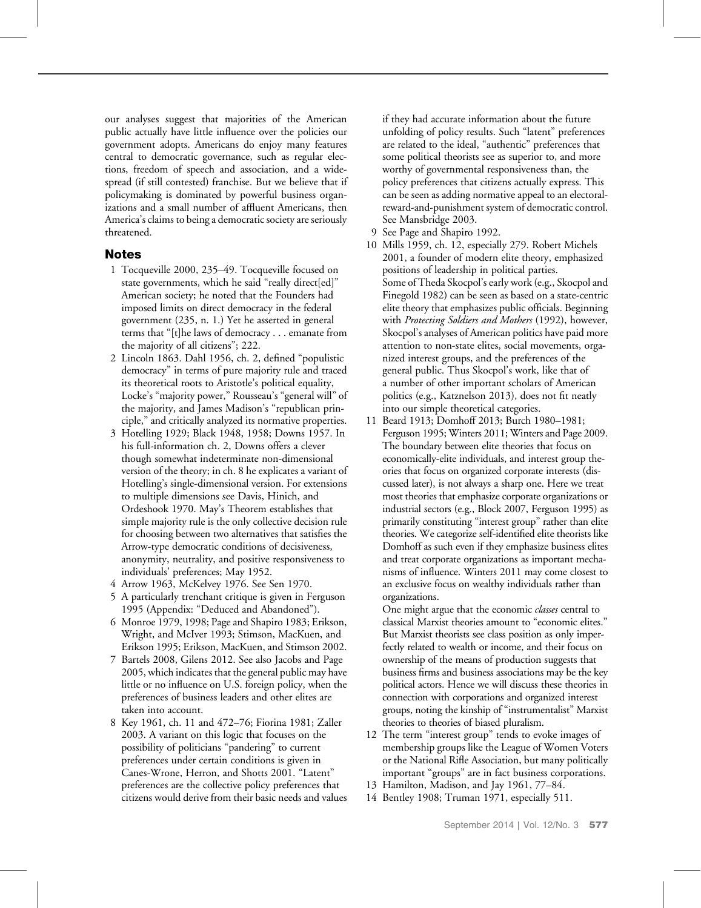our analyses suggest that majorities of the American public actually have little influence over the policies our government adopts. Americans do enjoy many features central to democratic governance, such as regular elections, freedom of speech and association, and a widespread (if still contested) franchise. But we believe that if policymaking is dominated by powerful business organizations and a small number of affluent Americans, then America's claims to being a democratic society are seriously threatened.

## Notes

1. Tocqueville 2000, 235–49. Tocqueville focused on state governments, which he said "really direct[ed]" American society; he noted that the Founders had imposed limits on direct democracy in the federal government (235, n. 1.) Yet he asserted in general terms that "[t]he laws of democracy . . . emanate from the majority of all citizens"; 222.
2. Lincoln 1863. Dahl 1956, ch. 2, defined "populistic democracy" in terms of pure majority rule and traced its theoretical roots to Aristotle's political equality, Locke's "majority power," Rousseau's "general will" of the majority, and James Madison's "republican principle," and critically analyzed its normative properties.
3. Hotelling 1929; Black 1948, 1958; Downs 1957. In his full-information ch. 2, Downs offers a clever though somewhat indeterminate non-dimensional version of the theory; in ch. 8 he explicates a variant of Hotelling's single-dimensional version. For extensions to multiple dimensions see Davis, Hinich, and Ordeshook 1970. May's Theorem establishes that simple majority rule is the only collective decision rule for choosing between two alternatives that satisfies the Arrow-type democratic conditions of decisiveness, anonymity, neutrality, and positive responsiveness to individuals' preferences; May 1952.
4. Arrow 1963, McKelvey 1976. See Sen 1970.
5. A particularly trenchant critique is given in Ferguson 1995 (Appendix: "Deduced and Abandoned").
6. Monroe 1979, 1998; Page and Shapiro 1983; Erikson, Wright, and McIver 1993; Stimson, MacKuen, and Erikson 1995; Erikson, MacKuen, and Stimson 2002.
7. Bartels 2008, Gilens 2012. See also Jacobs and Page 2005, which indicates that the general public may have little or no influence on U.S. foreign policy, when the preferences of business leaders and other elites are taken into account.
8. Key 1961, ch. 11 and 472–76; Fiorina 1981; Zaller 2003. A variant on this logic that focuses on the possibility of politicians "pandering" to current preferences under certain conditions is given in Canes-Wrone, Herron, and Shotts 2001. "Latent" preferences are the collective policy preferences that citizens would derive from their basic needs and values if they had accurate information about the future unfolding of policy results. Such "latent" preferences are related to the ideal, "authentic" preferences that some political theorists see as superior to, and more worthy of governmental responsiveness than, the policy preferences that citizens actually express. This can be seen as adding normative appeal to an electoral-reward-and-punishment system of democratic control. See Mansbridge 2003.
9. See Page and Shapiro 1992.
10. Mills 1959, ch. 12, especially 279. Robert Michels 2001, a founder of modern elite theory, emphasized positions of leadership in political parties.
    Some of Theda Skocpol's early work (e.g., Skocpol and Finegold 1982) can be seen as based on a state-centric elite theory that emphasizes public officials. Beginning with *Protecting Soldiers and Mothers* (1992), however, Skocpol's analyses of American politics have paid more attention to non-state elites, social movements, organized interest groups, and the preferences of the general public. Thus Skocpol's work, like that of a number of other important scholars of American politics (e.g., Katznelson 2013), does not fit neatly into our simple theoretical categories.
11. Beard 1913; Domhoff 2013; Burch 1980–1981; Ferguson 1995; Winters 2011; Winters and Page 2009. The boundary between elite theories that focus on economically-elite individuals, and interest group theories that focus on organized corporate interests (discussed later), is not always a sharp one. Here we treat most theories that emphasize corporate organizations or industrial sectors (e.g., Block 2007, Ferguson 1995) as primarily constituting "interest group" rather than elite theories. We categorize self-identified elite theorists like Domhoff as such even if they emphasize business elites and treat corporate organizations as important mechanisms of influence. Winters 2011 may come closest to an exclusive focus on wealthy individuals rather than organizations.
    One might argue that the economic *classes* central to classical Marxist theories amount to "economic elites." But Marxist theorists see class position as only imperfectly related to wealth or income, and their focus on ownership of the means of production suggests that business firms and business associations may be the key political actors. Hence we will discuss these theories in connection with corporations and organized interest groups, noting the kinship of "instrumentalist" Marxist theories to theories of biased pluralism.
12. The term "interest group" tends to evoke images of membership groups like the League of Women Voters or the National Rifle Association, but many politically important "groups" are in fact business corporations.
13. Hamilton, Madison, and Jay 1961, 77–84.
14. Bentley 1908; Truman 1971, especially 511.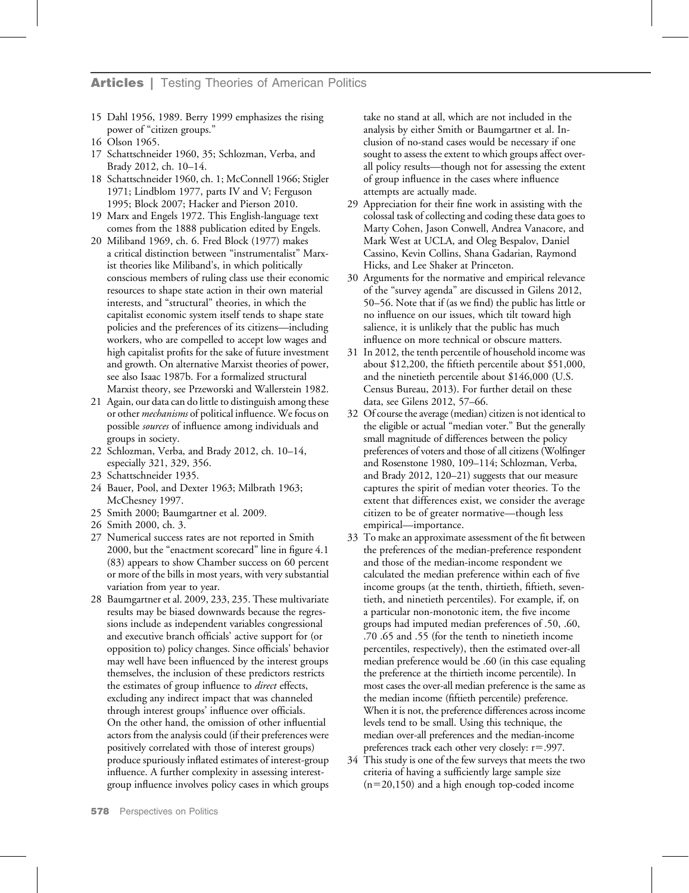15 Dahl 1956, 1989. Berry 1999 emphasizes the rising power of "citizen groups."

16 Olson 1965.

17 Schattschneider 1960, 35; Schlozman, Verba, and Brady 2012, ch. 10–14.

18 Schattschneider 1960, ch. 1; McConnell 1966; Stigler 1971; Lindblom 1977, parts IV and V; Ferguson 1995; Block 2007; Hacker and Pierson 2010.

19 Marx and Engels 1972. This English-language text comes from the 1888 publication edited by Engels.

20 Miliband 1969, ch. 6. Fred Block (1977) makes a critical distinction between "instrumentalist" Marxist theories like Miliband's, in which politically conscious members of ruling class use their economic resources to shape state action in their own material interests, and "structural" theories, in which the capitalist economic system itself tends to shape state policies and the preferences of its citizens—including workers, who are compelled to accept low wages and high capitalist profits for the sake of future investment and growth. On alternative Marxist theories of power, see also Isaac 1987b. For a formalized structural Marxist theory, see Przeworski and Wallerstein 1982.

21 Again, our data can do little to distinguish among these or other *mechanisms* of political influence. We focus on possible *sources* of influence among individuals and groups in society.

22 Schlozman, Verba, and Brady 2012, ch. 10–14, especially 321, 329, 356.

23 Schattschneider 1935.

24 Bauer, Pool, and Dexter 1963; Milbrath 1963; McChesney 1997.

25 Smith 2000; Baumgartner et al. 2009.

26 Smith 2000, ch. 3.

27 Numerical success rates are not reported in Smith 2000, but the "enactment scorecard" line in figure 4.1 (83) appears to show Chamber success on 60 percent or more of the bills in most years, with very substantial variation from year to year.

28 Baumgartner et al. 2009, 233, 235. These multivariate results may be biased downwards because the regressions include as independent variables congressional and executive branch officials' active support for (or opposition to) policy changes. Since officials' behavior may well have been influenced by the interest groups themselves, the inclusion of these predictors restricts the estimates of group influence to *direct* effects, excluding any indirect impact that was channeled through interest groups' influence over officials. On the other hand, the omission of other influential actors from the analysis could (if their preferences were positively correlated with those of interest groups) produce spuriously inflated estimates of interest-group influence. A further complexity in assessing interest-group influence involves policy cases in which groups take no stand at all, which are not included in the analysis by either Smith or Baumgartner et al. Inclusion of no-stand cases would be necessary if one sought to assess the extent to which groups affect over-all policy results—though not for assessing the extent of group influence in the cases where influence attempts are actually made.

29 Appreciation for their fine work in assisting with the colossal task of collecting and coding these data goes to Marty Cohen, Jason Conwell, Andrea Vanacore, and Mark West at UCLA, and Oleg Bespalov, Daniel Cassino, Kevin Collins, Shana Gadarian, Raymond Hicks, and Lee Shaker at Princeton.

30 Arguments for the normative and empirical relevance of the "survey agenda" are discussed in Gilens 2012, 50–56. Note that if (as we find) the public has little or no influence on our issues, which tilt toward high salience, it is unlikely that the public has much influence on more technical or obscure matters.

31 In 2012, the tenth percentile of household income was about $12,200, the fiftieth percentile about $51,000, and the ninetieth percentile about $146,000 (U.S. Census Bureau, 2013). For further detail on these data, see Gilens 2012, 57–66.

32 Of course the average (median) citizen is not identical to the eligible or actual "median voter." But the generally small magnitude of differences between the policy preferences of voters and those of all citizens (Wolfinger and Rosenstone 1980, 109–114; Schlozman, Verba, and Brady 2012, 120–21) suggests that our measure captures the spirit of median voter theories. To the extent that differences exist, we consider the average citizen to be of greater normative—though less empirical—importance.

33 To make an approximate assessment of the fit between the preferences of the median-preference respondent and those of the median-income respondent we calculated the median preference within each of five income groups (at the tenth, thirtieth, fiftieth, seventieth, and ninetieth percentiles). For example, if, on a particular non-monotonic item, the five income groups had imputed median preferences of .50, .60, .70 .65 and .55 (for the tenth to ninetieth income percentiles, respectively), then the estimated over-all median preference would be .60 (in this case equaling the preference at the thirtieth income percentile). In most cases the over-all median preference is the same as the median income (fiftieth percentile) preference. When it is not, the preference differences across income levels tend to be small. Using this technique, the median over-all preferences and the median-income preferences track each other very closely: $r=.997$.

34 This study is one of the few surveys that meets the two criteria of having a sufficiently large sample size ($n=20{,}150$) and a high enough top-coded income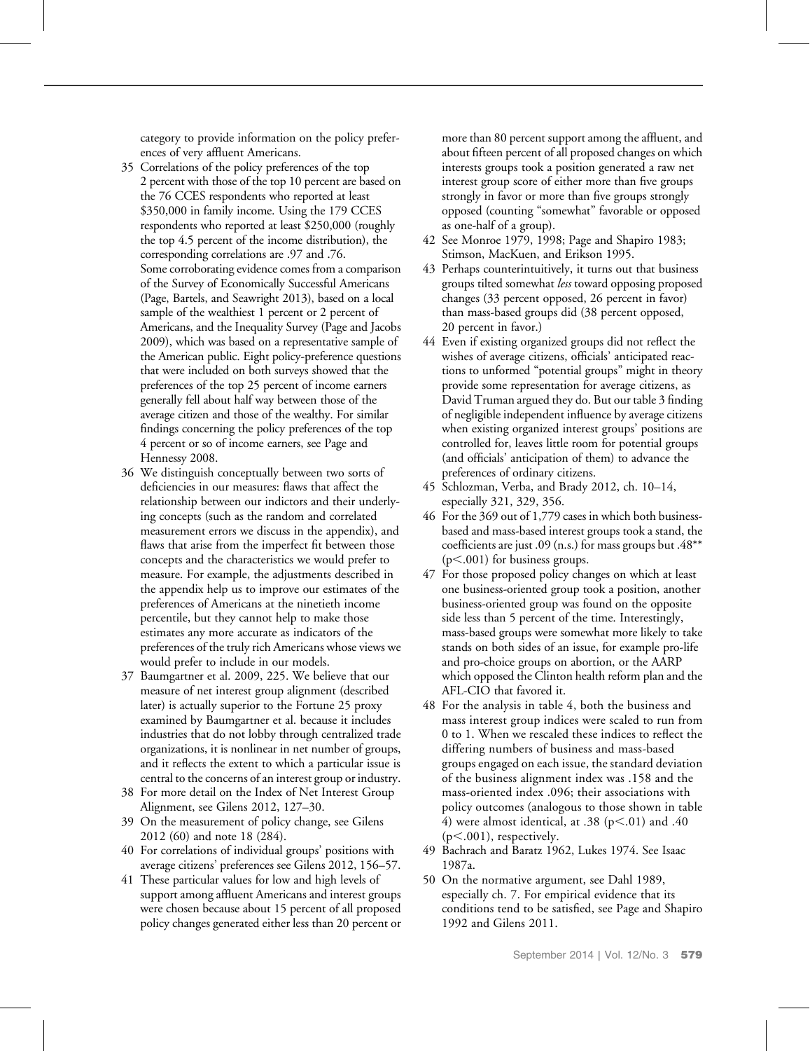category to provide information on the policy preferences of very affluent Americans.

35 Correlations of the policy preferences of the top 2 percent with those of the top 10 percent are based on the 76 CCES respondents who reported at least $350,000 in family income. Using the 179 CCES respondents who reported at least $250,000 (roughly the top 4.5 percent of the income distribution), the corresponding correlations are .97 and .76. Some corroborating evidence comes from a comparison of the Survey of Economically Successful Americans (Page, Bartels, and Seawright 2013), based on a local sample of the wealthiest 1 percent or 2 percent of Americans, and the Inequality Survey (Page and Jacobs 2009), which was based on a representative sample of the American public. Eight policy-preference questions that were included on both surveys showed that the preferences of the top 25 percent of income earners generally fell about half way between those of the average citizen and those of the wealthy. For similar findings concerning the policy preferences of the top 4 percent or so of income earners, see Page and Hennessy 2008.

36 We distinguish conceptually between two sorts of deficiencies in our measures: flaws that affect the relationship between our indictors and their underlying concepts (such as the random and correlated measurement errors we discuss in the appendix), and flaws that arise from the imperfect fit between those concepts and the characteristics we would prefer to measure. For example, the adjustments described in the appendix help us to improve our estimates of the preferences of Americans at the ninetieth income percentile, but they cannot help to make those estimates any more accurate as indicators of the preferences of the truly rich Americans whose views we would prefer to include in our models.

37 Baumgartner et al. 2009, 225. We believe that our measure of net interest group alignment (described later) is actually superior to the Fortune 25 proxy examined by Baumgartner et al. because it includes industries that do not lobby through centralized trade organizations, it is nonlinear in net number of groups, and it reflects the extent to which a particular issue is central to the concerns of an interest group or industry.

38 For more detail on the Index of Net Interest Group Alignment, see Gilens 2012, 127–30.

39 On the measurement of policy change, see Gilens 2012 (60) and note 18 (284).

40 For correlations of individual groups' positions with average citizens' preferences see Gilens 2012, 156–57.

41 These particular values for low and high levels of support among affluent Americans and interest groups were chosen because about 15 percent of all proposed policy changes generated either less than 20 percent or more than 80 percent support among the affluent, and about fifteen percent of all proposed changes on which interests groups took a position generated a raw net interest group score of either more than five groups strongly in favor or more than five groups strongly opposed (counting "somewhat" favorable or opposed as one-half of a group).

42 See Monroe 1979, 1998; Page and Shapiro 1983; Stimson, MacKuen, and Erikson 1995.

43 Perhaps counterintuitively, it turns out that business groups tilted somewhat *less* toward opposing proposed changes (33 percent opposed, 26 percent in favor) than mass-based groups did (38 percent opposed, 20 percent in favor.)

44 Even if existing organized groups did not reflect the wishes of average citizens, officials' anticipated reactions to unformed "potential groups" might in theory provide some representation for average citizens, as David Truman argued they do. But our table 3 finding of negligible independent influence by average citizens when existing organized interest groups' positions are controlled for, leaves little room for potential groups (and officials' anticipation of them) to advance the preferences of ordinary citizens.

45 Schlozman, Verba, and Brady 2012, ch. 10–14, especially 321, 329, 356.

46 For the 369 out of 1,779 cases in which both business-based and mass-based interest groups took a stand, the coefficients are just .09 (n.s.) for mass groups but .48** ($p < .001$) for business groups.

47 For those proposed policy changes on which at least one business-oriented group took a position, another business-oriented group was found on the opposite side less than 5 percent of the time. Interestingly, mass-based groups were somewhat more likely to take stands on both sides of an issue, for example pro-life and pro-choice groups on abortion, or the AARP which opposed the Clinton health reform plan and the AFL-CIO that favored it.

48 For the analysis in table 4, both the business and mass interest group indices were scaled to run from 0 to 1. When we rescaled these indices to reflect the differing numbers of business and mass-based groups engaged on each issue, the standard deviation of the business alignment index was .158 and the mass-oriented index .096; their associations with policy outcomes (analogous to those shown in table 4) were almost identical, at .38 ($p < .01$) and .40 ($p < .001$), respectively.

49 Bachrach and Baratz 1962, Lukes 1974. See Isaac 1987a.

50 On the normative argument, see Dahl 1989, especially ch. 7. For empirical evidence that its conditions tend to be satisfied, see Page and Shapiro 1992 and Gilens 2011.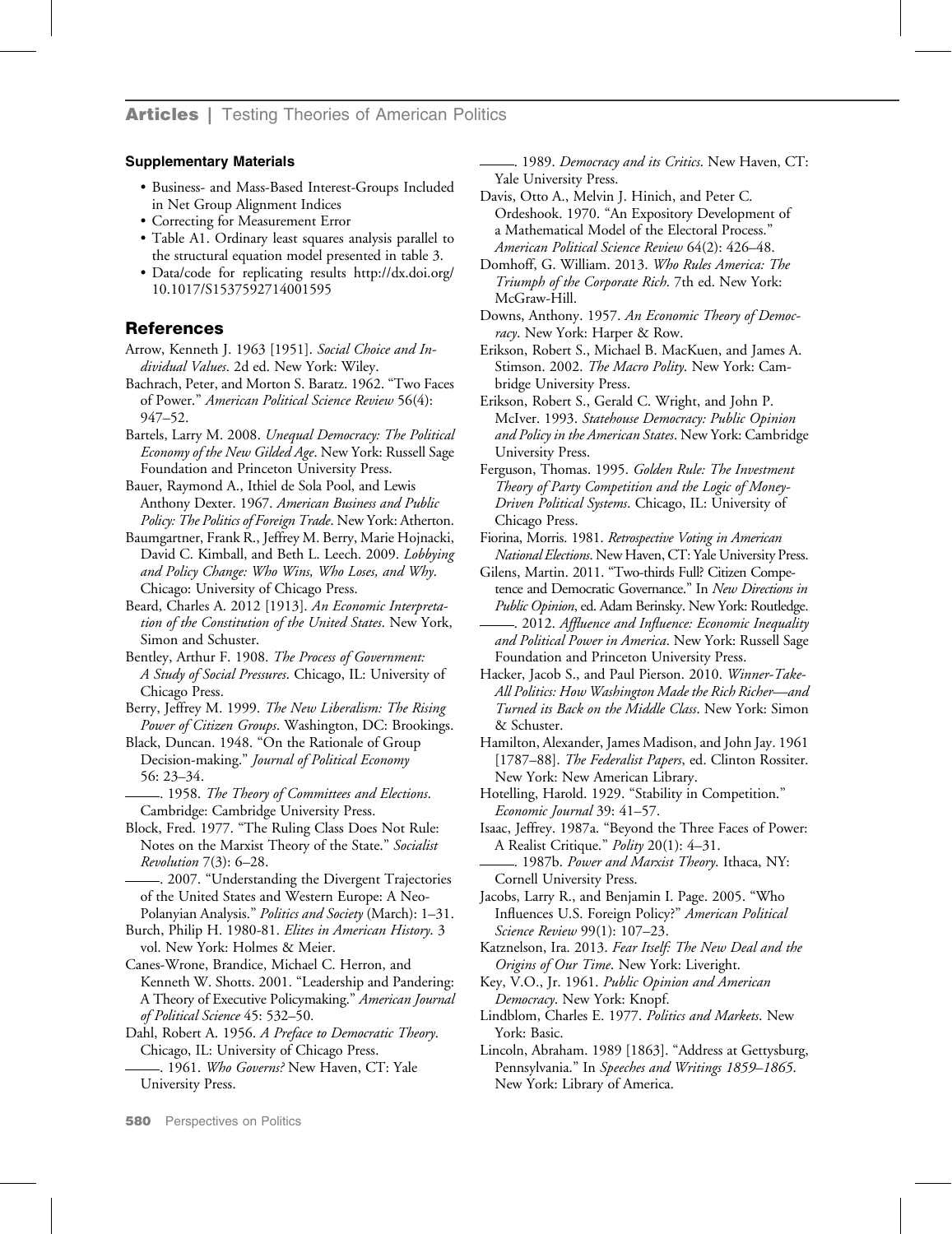### Supplementary Materials

- Business- and Mass-Based Interest-Groups Included in Net Group Alignment Indices
- Correcting for Measurement Error
- Table A1. Ordinary least squares analysis parallel to the structural equation model presented in table 3.
- Data/code for replicating results http://dx.doi.org/10.1017/S1537592714001595

## References

Arrow, Kenneth J. 1963 [1951]. *Social Choice and Individual Values*. 2d ed. New York: Wiley.

Bachrach, Peter, and Morton S. Baratz. 1962. "Two Faces of Power." *American Political Science Review* 56(4): 947–52.

Bartels, Larry M. 2008. *Unequal Democracy: The Political Economy of the New Gilded Age*. New York: Russell Sage Foundation and Princeton University Press.

Bauer, Raymond A., Ithiel de Sola Pool, and Lewis Anthony Dexter. 1967. *American Business and Public Policy: The Politics of Foreign Trade*. New York: Atherton.

Baumgartner, Frank R., Jeffrey M. Berry, Marie Hojnacki, David C. Kimball, and Beth L. Leech. 2009. *Lobbying and Policy Change: Who Wins, Who Loses, and Why*. Chicago: University of Chicago Press.

Beard, Charles A. 2012 [1913]. *An Economic Interpretation of the Constitution of the United States*. New York, Simon and Schuster.

Bentley, Arthur F. 1908. *The Process of Government: A Study of Social Pressures*. Chicago, IL: University of Chicago Press.

Berry, Jeffrey M. 1999. *The New Liberalism: The Rising Power of Citizen Groups*. Washington, DC: Brookings.

Black, Duncan. 1948. "On the Rationale of Group Decision-making." *Journal of Political Economy* 56: 23–34.

———. 1958. *The Theory of Committees and Elections*. Cambridge: Cambridge University Press.

Block, Fred. 1977. "The Ruling Class Does Not Rule: Notes on the Marxist Theory of the State." *Socialist Revolution* 7(3): 6–28.

———. 2007. "Understanding the Divergent Trajectories of the United States and Western Europe: A Neo-Polanyian Analysis." *Politics and Society* (March): 1–31.

Burch, Philip H. 1980-81. *Elites in American History*. 3 vol. New York: Holmes & Meier.

Canes-Wrone, Brandice, Michael C. Herron, and Kenneth W. Shotts. 2001. "Leadership and Pandering: A Theory of Executive Policymaking." *American Journal of Political Science* 45: 532–50.

Dahl, Robert A. 1956. *A Preface to Democratic Theory*. Chicago, IL: University of Chicago Press.

———. 1961. *Who Governs?* New Haven, CT: Yale University Press.

———. 1989. *Democracy and its Critics*. New Haven, CT: Yale University Press.

Davis, Otto A., Melvin J. Hinich, and Peter C. Ordeshook. 1970. "An Expository Development of a Mathematical Model of the Electoral Process." *American Political Science Review* 64(2): 426–48.

Domhoff, G. William. 2013. *Who Rules America: The Triumph of the Corporate Rich*. 7th ed. New York: McGraw-Hill.

Downs, Anthony. 1957. *An Economic Theory of Democracy*. New York: Harper & Row.

Erikson, Robert S., Michael B. MacKuen, and James A. Stimson. 2002. *The Macro Polity*. New York: Cambridge University Press.

Erikson, Robert S., Gerald C. Wright, and John P. McIver. 1993. *Statehouse Democracy: Public Opinion and Policy in the American States*. New York: Cambridge University Press.

Ferguson, Thomas. 1995. *Golden Rule: The Investment Theory of Party Competition and the Logic of Money-Driven Political Systems*. Chicago, IL: University of Chicago Press.

Fiorina, Morris. 1981. *Retrospective Voting in American National Elections*. New Haven, CT: Yale University Press.

Gilens, Martin. 2011. "Two-thirds Full? Citizen Competence and Democratic Governance." In *New Directions in Public Opinion*, ed. Adam Berinsky. New York: Routledge.

———. 2012. *Affluence and Influence: Economic Inequality and Political Power in America*. New York: Russell Sage Foundation and Princeton University Press.

Hacker, Jacob S., and Paul Pierson. 2010. *Winner-Take-All Politics: How Washington Made the Rich Richer—and Turned its Back on the Middle Class*. New York: Simon & Schuster.

Hamilton, Alexander, James Madison, and John Jay. 1961 [1787–88]. *The Federalist Papers*, ed. Clinton Rossiter. New York: New American Library.

Hotelling, Harold. 1929. "Stability in Competition." *Economic Journal* 39: 41–57.

Isaac, Jeffrey. 1987a. "Beyond the Three Faces of Power: A Realist Critique." *Polity* 20(1): 4–31.

———. 1987b. *Power and Marxist Theory*. Ithaca, NY: Cornell University Press.

Jacobs, Larry R., and Benjamin I. Page. 2005. "Who Influences U.S. Foreign Policy?" *American Political Science Review* 99(1): 107–23.

Katznelson, Ira. 2013. *Fear Itself: The New Deal and the Origins of Our Time*. New York: Liveright.

Key, V.O., Jr. 1961. *Public Opinion and American Democracy*. New York: Knopf.

Lindblom, Charles E. 1977. *Politics and Markets*. New York: Basic.

Lincoln, Abraham. 1989 [1863]. "Address at Gettysburg, Pennsylvania." In *Speeches and Writings 1859–1865*. New York: Library of America.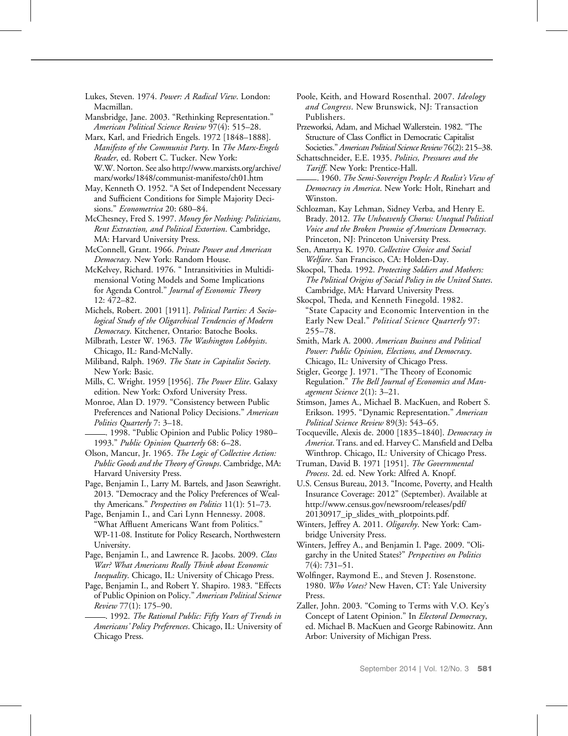Lukes, Steven. 1974. *Power: A Radical View*. London: Macmillan.

Mansbridge, Jane. 2003. "Rethinking Representation." *American Political Science Review* 97(4): 515–28.

Marx, Karl, and Friedrich Engels. 1972 [1848–1888]. *Manifesto of the Communist Party*. In *The Marx-Engels Reader*, ed. Robert C. Tucker. New York: W.W. Norton. See also http://www.marxists.org/archive/marx/works/1848/communist-manifesto/ch01.htm

May, Kenneth O. 1952. "A Set of Independent Necessary and Sufficient Conditions for Simple Majority Decisions." *Econometrica* 20: 680–84.

McChesney, Fred S. 1997. *Money for Nothing: Politicians, Rent Extraction, and Political Extortion*. Cambridge, MA: Harvard University Press.

McConnell, Grant. 1966. *Private Power and American Democracy*. New York: Random House.

McKelvey, Richard. 1976. " Intransitivities in Multidimensional Voting Models and Some Implications for Agenda Control." *Journal of Economic Theory* 12: 472–82.

Michels, Robert. 2001 [1911]. *Political Parties: A Sociological Study of the Oligarchical Tendencies of Modern Democracy*. Kitchener, Ontario: Batoche Books.

Milbrath, Lester W. 1963. *The Washington Lobbyists*. Chicago, IL: Rand-McNally.

Miliband, Ralph. 1969. *The State in Capitalist Society*. New York: Basic.

Mills, C. Wright. 1959 [1956]. *The Power Elite*. Galaxy edition. New York: Oxford University Press.

Monroe, Alan D. 1979. "Consistency between Public Preferences and National Policy Decisions." *American Politics Quarterly* 7: 3–18.

———. 1998. "Public Opinion and Public Policy 1980–1993." *Public Opinion Quarterly* 68: 6–28.

Olson, Mancur, Jr. 1965. *The Logic of Collective Action: Public Goods and the Theory of Groups*. Cambridge, MA: Harvard University Press.

Page, Benjamin I., Larry M. Bartels, and Jason Seawright. 2013. "Democracy and the Policy Preferences of Wealthy Americans." *Perspectives on Politics* 11(1): 51–73.

Page, Benjamin I., and Cari Lynn Hennessy. 2008. "What Affluent Americans Want from Politics." WP-11-08. Institute for Policy Research, Northwestern University.

Page, Benjamin I., and Lawrence R. Jacobs. 2009. *Class War? What Americans Really Think about Economic Inequality*. Chicago, IL: University of Chicago Press.

Page, Benjamin I., and Robert Y. Shapiro. 1983. "Effects of Public Opinion on Policy." *American Political Science Review* 77(1): 175–90.

———. 1992. *The Rational Public: Fifty Years of Trends in Americans' Policy Preferences*. Chicago, IL: University of Chicago Press.

Poole, Keith, and Howard Rosenthal. 2007. *Ideology and Congress*. New Brunswick, NJ: Transaction Publishers.

Przeworksi, Adam, and Michael Wallerstein. 1982. "The Structure of Class Conflict in Democratic Capitalist Societies." *American Political Science Review* 76(2): 215–38.

Schattschneider, E.E. 1935. *Politics, Pressures and the Tariff*. New York: Prentice-Hall.

———. 1960. *The Semi-Sovereign People: A Realist's View of Democracy in America*. New York: Holt, Rinehart and Winston.

Schlozman, Kay Lehman, Sidney Verba, and Henry E. Brady. 2012. *The Unheavenly Chorus: Unequal Political Voice and the Broken Promise of American Democracy*. Princeton, NJ: Princeton University Press.

Sen, Amartya K. 1970. *Collective Choice and Social Welfare*. San Francisco, CA: Holden-Day.

Skocpol, Theda. 1992. *Protecting Soldiers and Mothers: The Political Origins of Social Policy in the United States*. Cambridge, MA: Harvard University Press.

Skocpol, Theda, and Kenneth Finegold. 1982. "State Capacity and Economic Intervention in the Early New Deal." *Political Science Quarterly* 97: 255–78.

Smith, Mark A. 2000. *American Business and Political Power: Public Opinion, Elections, and Democracy*. Chicago, IL: University of Chicago Press.

Stigler, George J. 1971. "The Theory of Economic Regulation." *The Bell Journal of Economics and Management Science* 2(1): 3–21.

Stimson, James A., Michael B. MacKuen, and Robert S. Erikson. 1995. "Dynamic Representation." *American Political Science Review* 89(3): 543–65.

Tocqueville, Alexis de. 2000 [1835–1840]. *Democracy in America*. Trans. and ed. Harvey C. Mansfield and Delba Winthrop. Chicago, IL: University of Chicago Press.

Truman, David B. 1971 [1951]. *The Governmental Process*. 2d. ed. New York: Alfred A. Knopf.

U.S. Census Bureau, 2013. "Income, Poverty, and Health Insurance Coverage: 2012" (September). Available at http://www.census.gov/newsroom/releases/pdf/20130917_ip_slides_with_plotpoints.pdf.

Winters, Jeffrey A. 2011. *Oligarchy*. New York: Cambridge University Press.

Winters, Jeffrey A., and Benjamin I. Page. 2009. "Oligarchy in the United States?" *Perspectives on Politics* 7(4): 731–51.

Wolfinger, Raymond E., and Steven J. Rosenstone. 1980. *Who Votes?* New Haven, CT: Yale University Press.

Zaller, John. 2003. "Coming to Terms with V.O. Key's Concept of Latent Opinion." In *Electoral Democracy*, ed. Michael B. MacKuen and George Rabinowitz. Ann Arbor: University of Michigan Press.